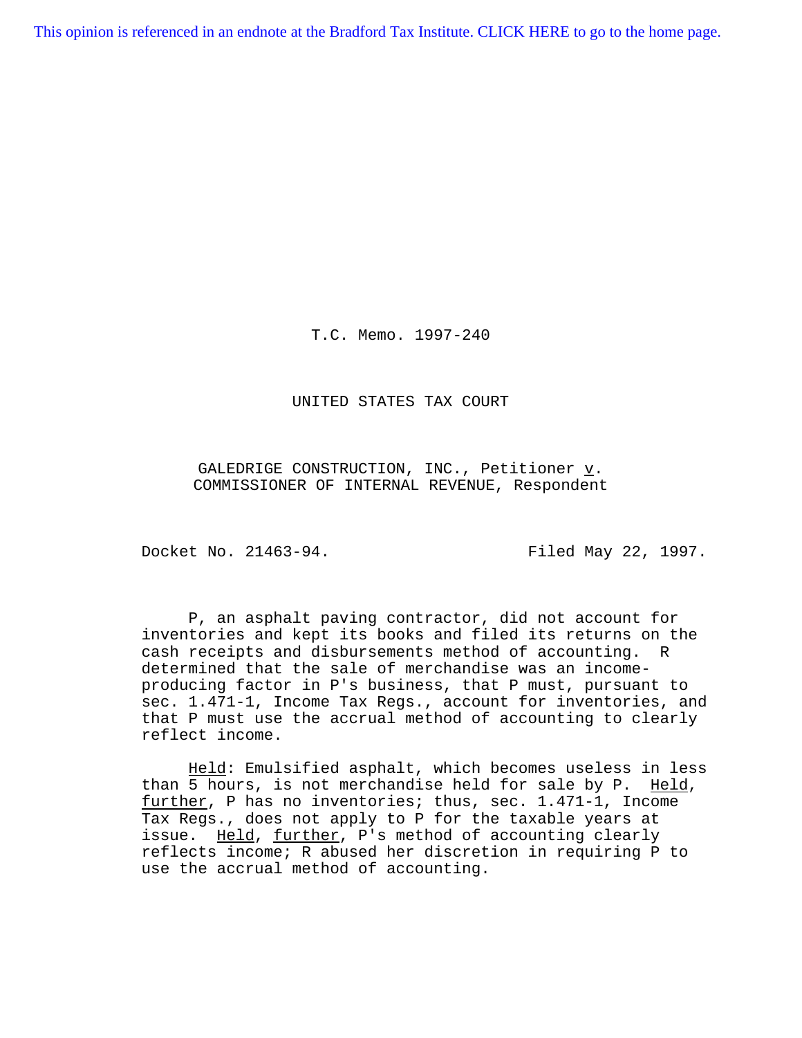This opinion is referenced in an endnote at the Bradford Tax Institute. CLICK HERE to go to the home page.

T.C. Memo. 1997-240

UNITED STATES TAX COURT

GALEDRIGE CONSTRUCTION, INC., Petitioner *v.* COMMISSIONER OF INTERNAL REVENUE, Respondent

Docket No. 21463-94. Filed May 22, 1997.

P, an asphalt paving contractor, did not account for inventories and kept its books and filed its returns on the cash receipts and disbursements method of accounting. R determined that the sale of merchandise was an income-producing factor in P's business, that P must, pursuant to sec. 1.471-1, Income Tax Regs., account for inventories, and that P must use the accrual method of accounting to clearly reflect income.

*Held*: Emulsified asphalt, which becomes useless in less than 5 hours, is not merchandise held for sale by P. *Held*, *further*, P has no inventories; thus, sec. 1.471-1, Income Tax Regs., does not apply to P for the taxable years at issue. *Held*, *further*, P's method of accounting clearly reflects income; R abused her discretion in requiring P to use the accrual method of accounting.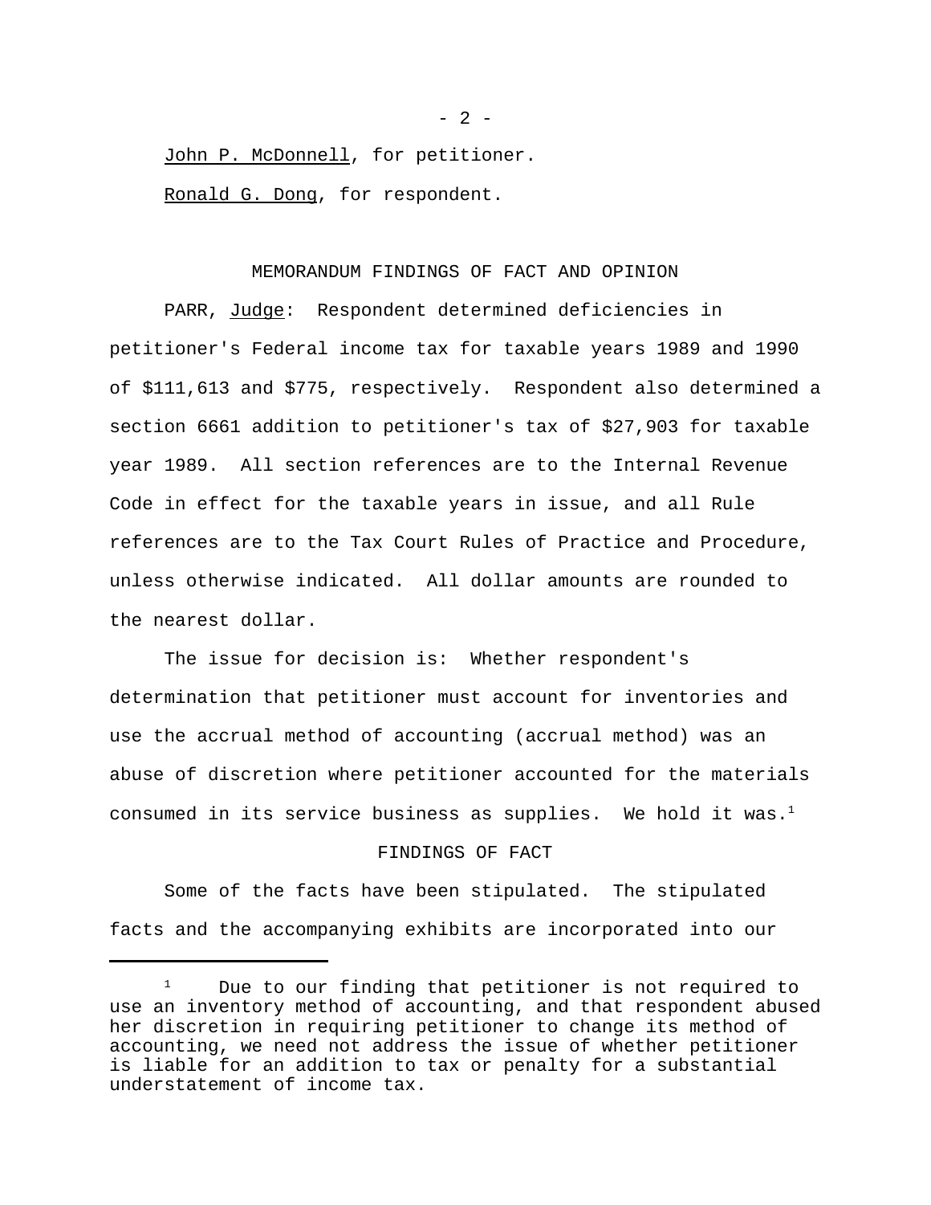John P. McDonnell, for petitioner.

Ronald G. Dong, for respondent.

## MEMORANDUM FINDINGS OF FACT AND OPINION

PARR, Judge: Respondent determined deficiencies in petitioner's Federal income tax for taxable years 1989 and 1990 of $111,613 and $775, respectively. Respondent also determined a section 6661 addition to petitioner's tax of $27,903 for taxable year 1989. All section references are to the Internal Revenue Code in effect for the taxable years in issue, and all Rule references are to the Tax Court Rules of Practice and Procedure, unless otherwise indicated. All dollar amounts are rounded to the nearest dollar.

The issue for decision is: Whether respondent's determination that petitioner must account for inventories and use the accrual method of accounting (accrual method) was an abuse of discretion where petitioner accounted for the materials consumed in its service business as supplies. We hold it was.[1]

## FINDINGS OF FACT

Some of the facts have been stipulated. The stipulated facts and the accompanying exhibits are incorporated into our

---

[1] Due to our finding that petitioner is not required to use an inventory method of accounting, and that respondent abused her discretion in requiring petitioner to change its method of accounting, we need not address the issue of whether petitioner is liable for an addition to tax or penalty for a substantial understatement of income tax.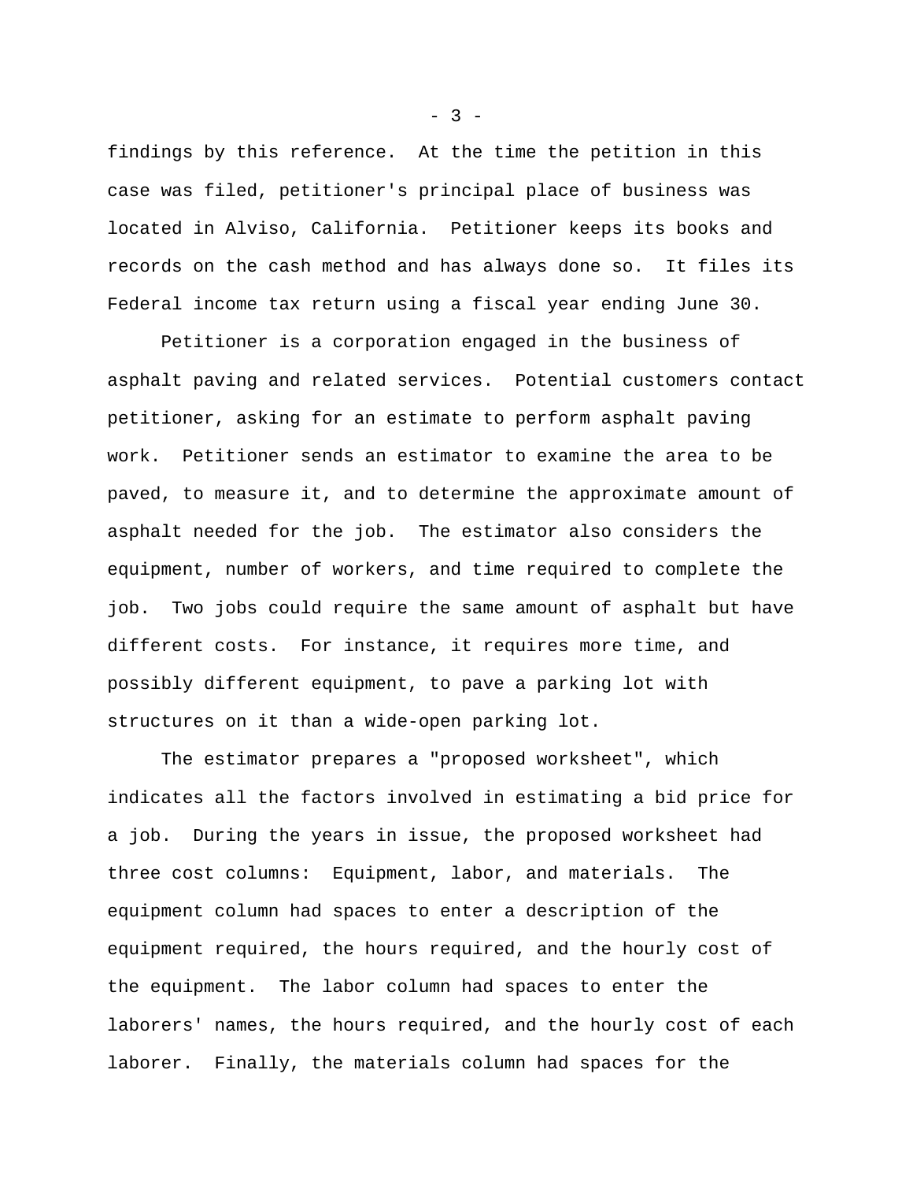findings by this reference. At the time the petition in this case was filed, petitioner's principal place of business was located in Alviso, California. Petitioner keeps its books and records on the cash method and has always done so. It files its Federal income tax return using a fiscal year ending June 30.

Petitioner is a corporation engaged in the business of asphalt paving and related services. Potential customers contact petitioner, asking for an estimate to perform asphalt paving work. Petitioner sends an estimator to examine the area to be paved, to measure it, and to determine the approximate amount of asphalt needed for the job. The estimator also considers the equipment, number of workers, and time required to complete the job. Two jobs could require the same amount of asphalt but have different costs. For instance, it requires more time, and possibly different equipment, to pave a parking lot with structures on it than a wide-open parking lot.

The estimator prepares a "proposed worksheet", which indicates all the factors involved in estimating a bid price for a job. During the years in issue, the proposed worksheet had three cost columns: Equipment, labor, and materials. The equipment column had spaces to enter a description of the equipment required, the hours required, and the hourly cost of the equipment. The labor column had spaces to enter the laborers' names, the hours required, and the hourly cost of each laborer. Finally, the materials column had spaces for the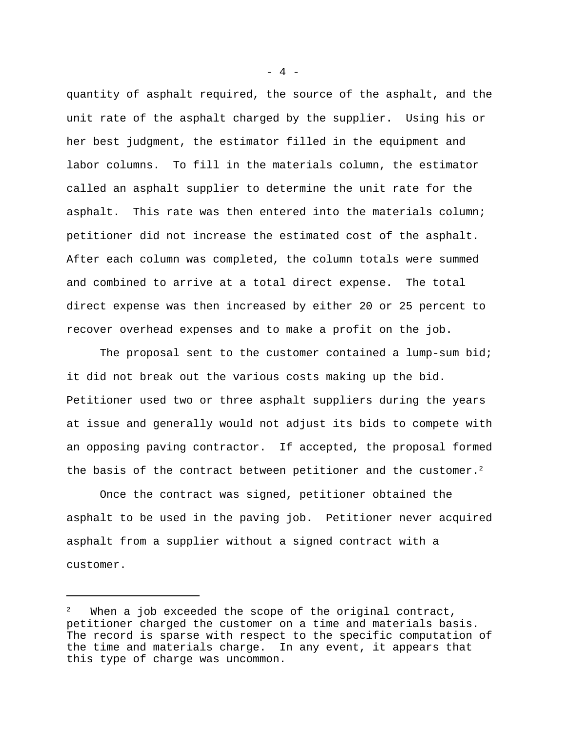quantity of asphalt required, the source of the asphalt, and the unit rate of the asphalt charged by the supplier. Using his or her best judgment, the estimator filled in the equipment and labor columns. To fill in the materials column, the estimator called an asphalt supplier to determine the unit rate for the asphalt. This rate was then entered into the materials column; petitioner did not increase the estimated cost of the asphalt. After each column was completed, the column totals were summed and combined to arrive at a total direct expense. The total direct expense was then increased by either 20 or 25 percent to recover overhead expenses and to make a profit on the job.

The proposal sent to the customer contained a lump-sum bid; it did not break out the various costs making up the bid. Petitioner used two or three asphalt suppliers during the years at issue and generally would not adjust its bids to compete with an opposing paving contractor. If accepted, the proposal formed the basis of the contract between petitioner and the customer.[2]

Once the contract was signed, petitioner obtained the asphalt to be used in the paving job. Petitioner never acquired asphalt from a supplier without a signed contract with a customer.

---

[2] When a job exceeded the scope of the original contract, petitioner charged the customer on a time and materials basis. The record is sparse with respect to the specific computation of the time and materials charge. In any event, it appears that this type of charge was uncommon.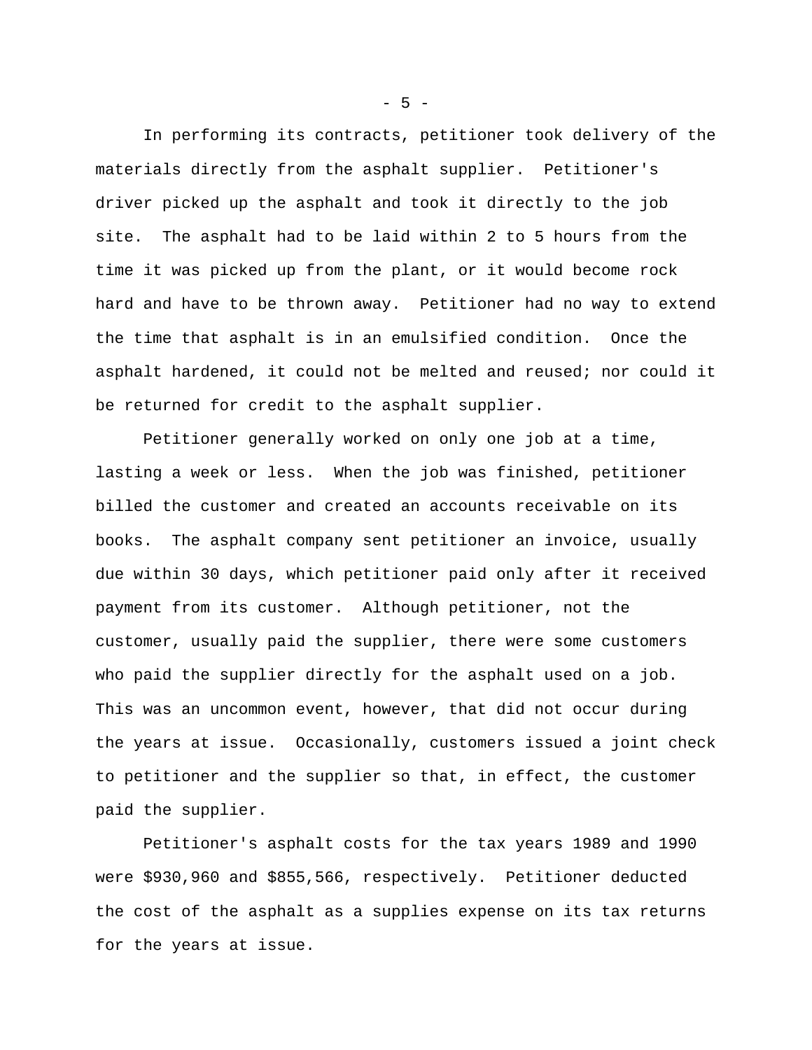In performing its contracts, petitioner took delivery of the materials directly from the asphalt supplier. Petitioner's driver picked up the asphalt and took it directly to the job site. The asphalt had to be laid within 2 to 5 hours from the time it was picked up from the plant, or it would become rock hard and have to be thrown away. Petitioner had no way to extend the time that asphalt is in an emulsified condition. Once the asphalt hardened, it could not be melted and reused; nor could it be returned for credit to the asphalt supplier.

Petitioner generally worked on only one job at a time, lasting a week or less. When the job was finished, petitioner billed the customer and created an accounts receivable on its books. The asphalt company sent petitioner an invoice, usually due within 30 days, which petitioner paid only after it received payment from its customer. Although petitioner, not the customer, usually paid the supplier, there were some customers who paid the supplier directly for the asphalt used on a job. This was an uncommon event, however, that did not occur during the years at issue. Occasionally, customers issued a joint check to petitioner and the supplier so that, in effect, the customer paid the supplier.

Petitioner's asphalt costs for the tax years 1989 and 1990 were $930,960 and $855,566, respectively. Petitioner deducted the cost of the asphalt as a supplies expense on its tax returns for the years at issue.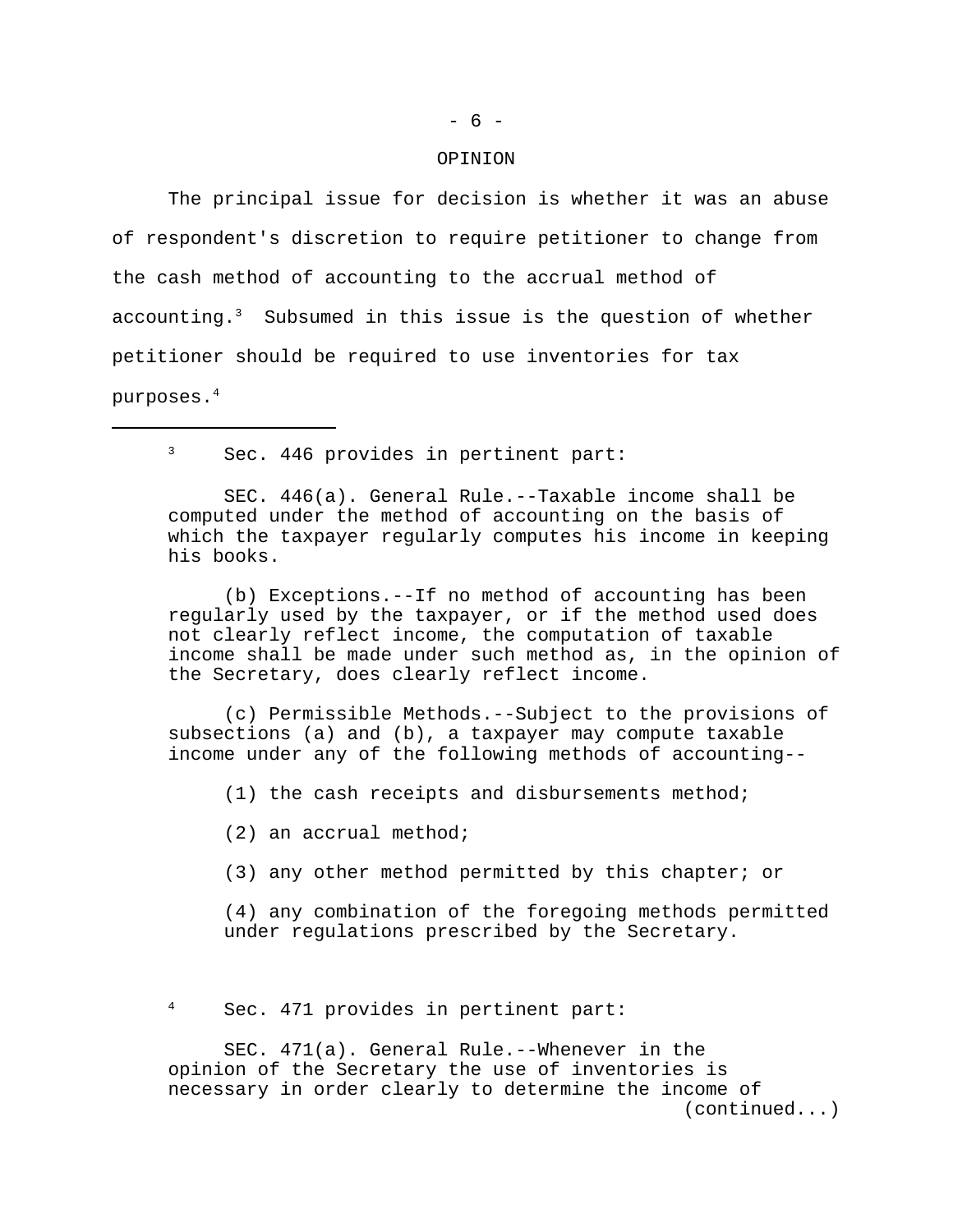## OPINION

The principal issue for decision is whether it was an abuse of respondent's discretion to require petitioner to change from the cash method of accounting to the accrual method of accounting.[3] Subsumed in this issue is the question of whether petitioner should be required to use inventories for tax purposes.[4]

---

[3] Sec. 446 provides in pertinent part:

> SEC. 446(a). General Rule.--Taxable income shall be computed under the method of accounting on the basis of which the taxpayer regularly computes his income in keeping his books.
>
> (b) Exceptions.--If no method of accounting has been regularly used by the taxpayer, or if the method used does not clearly reflect income, the computation of taxable income shall be made under such method as, in the opinion of the Secretary, does clearly reflect income.
>
> (c) Permissible Methods.--Subject to the provisions of subsections (a) and (b), a taxpayer may compute taxable income under any of the following methods of accounting--
>
> (1) the cash receipts and disbursements method;
>
> (2) an accrual method;
>
> (3) any other method permitted by this chapter; or
>
> (4) any combination of the foregoing methods permitted under regulations prescribed by the Secretary.

[4] Sec. 471 provides in pertinent part:

> SEC. 471(a). General Rule.--Whenever in the opinion of the Secretary the use of inventories is necessary in order clearly to determine the income of

(continued...)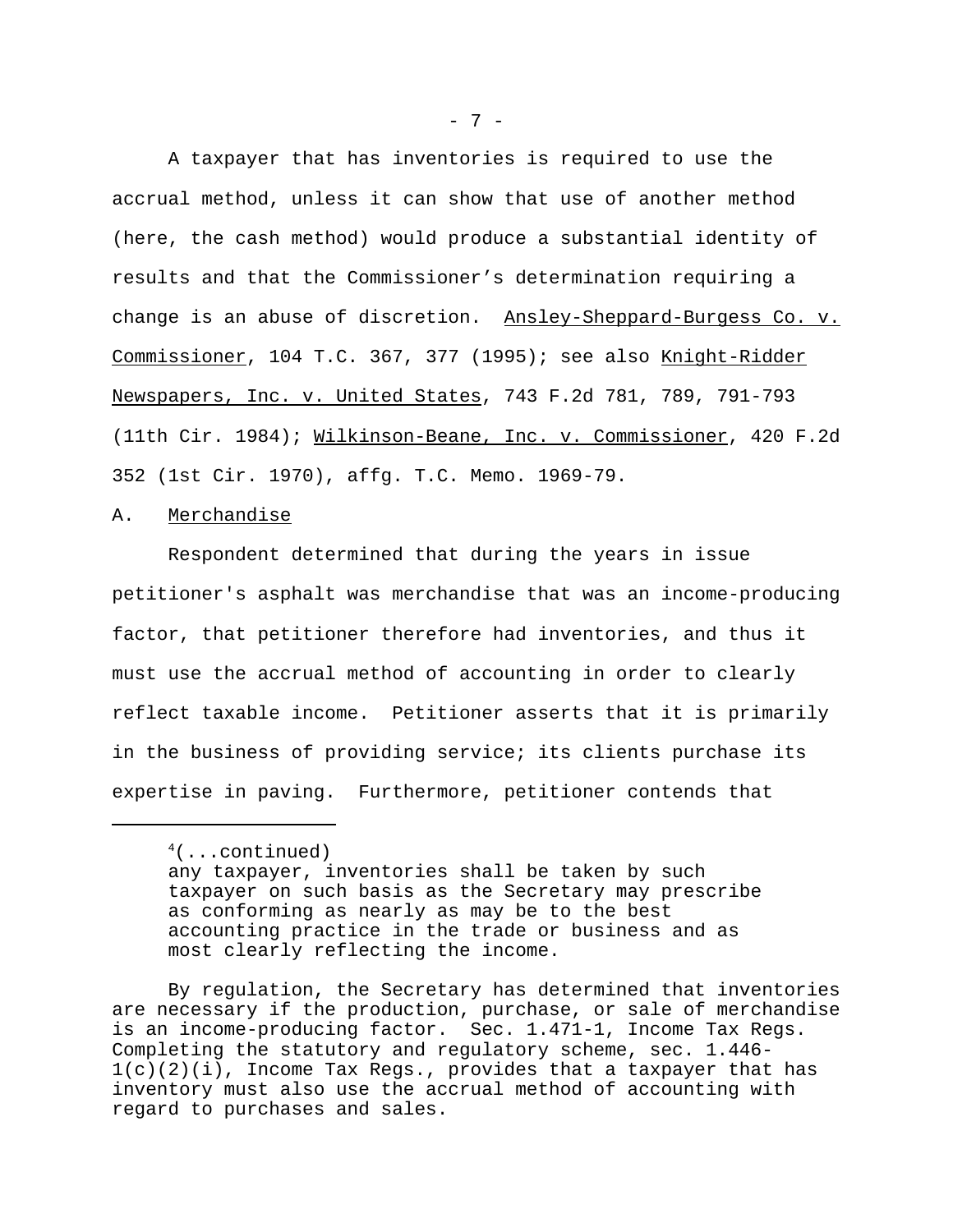A taxpayer that has inventories is required to use the accrual method, unless it can show that use of another method (here, the cash method) would produce a substantial identity of results and that the Commissioner's determination requiring a change is an abuse of discretion. Ansley-Sheppard-Burgess Co. v. Commissioner, 104 T.C. 367, 377 (1995); see also Knight-Ridder Newspapers, Inc. v. United States, 743 F.2d 781, 789, 791-793 (11th Cir. 1984); Wilkinson-Beane, Inc. v. Commissioner, 420 F.2d 352 (1st Cir. 1970), affg. T.C. Memo. 1969-79.

A. Merchandise

Respondent determined that during the years in issue petitioner's asphalt was merchandise that was an income-producing factor, that petitioner therefore had inventories, and thus it must use the accrual method of accounting in order to clearly reflect taxable income. Petitioner asserts that it is primarily in the business of providing service; its clients purchase its expertise in paving. Furthermore, petitioner contends that

---

[4](...continued)

> any taxpayer, inventories shall be taken by such taxpayer on such basis as the Secretary may prescribe as conforming as nearly as may be to the best accounting practice in the trade or business and as most clearly reflecting the income.

By regulation, the Secretary has determined that inventories are necessary if the production, purchase, or sale of merchandise is an income-producing factor. Sec. 1.471-1, Income Tax Regs. Completing the statutory and regulatory scheme, sec. 1.446-1(c)(2)(i), Income Tax Regs., provides that a taxpayer that has inventory must also use the accrual method of accounting with regard to purchases and sales.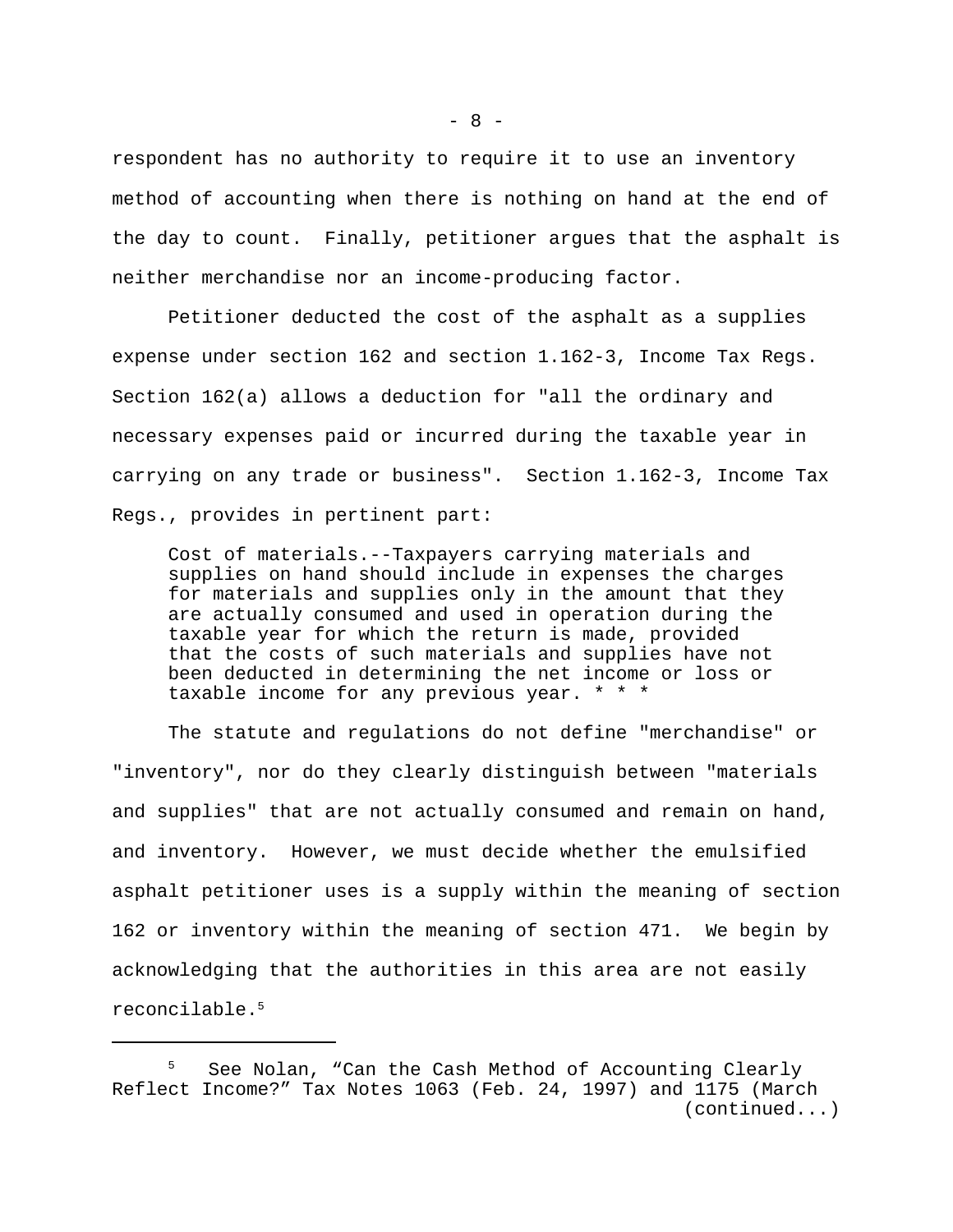respondent has no authority to require it to use an inventory method of accounting when there is nothing on hand at the end of the day to count. Finally, petitioner argues that the asphalt is neither merchandise nor an income-producing factor.

Petitioner deducted the cost of the asphalt as a supplies expense under section 162 and section 1.162-3, Income Tax Regs. Section 162(a) allows a deduction for "all the ordinary and necessary expenses paid or incurred during the taxable year in carrying on any trade or business". Section 1.162-3, Income Tax Regs., provides in pertinent part:

> Cost of materials.--Taxpayers carrying materials and supplies on hand should include in expenses the charges for materials and supplies only in the amount that they are actually consumed and used in operation during the taxable year for which the return is made, provided that the costs of such materials and supplies have not been deducted in determining the net income or loss or taxable income for any previous year. * * *

The statute and regulations do not define "merchandise" or "inventory", nor do they clearly distinguish between "materials and supplies" that are not actually consumed and remain on hand, and inventory. However, we must decide whether the emulsified asphalt petitioner uses is a supply within the meaning of section 162 or inventory within the meaning of section 471. We begin by acknowledging that the authorities in this area are not easily reconcilable.[5]

---

[5] See Nolan, "Can the Cash Method of Accounting Clearly Reflect Income?" Tax Notes 1063 (Feb. 24, 1997) and 1175 (March (continued...)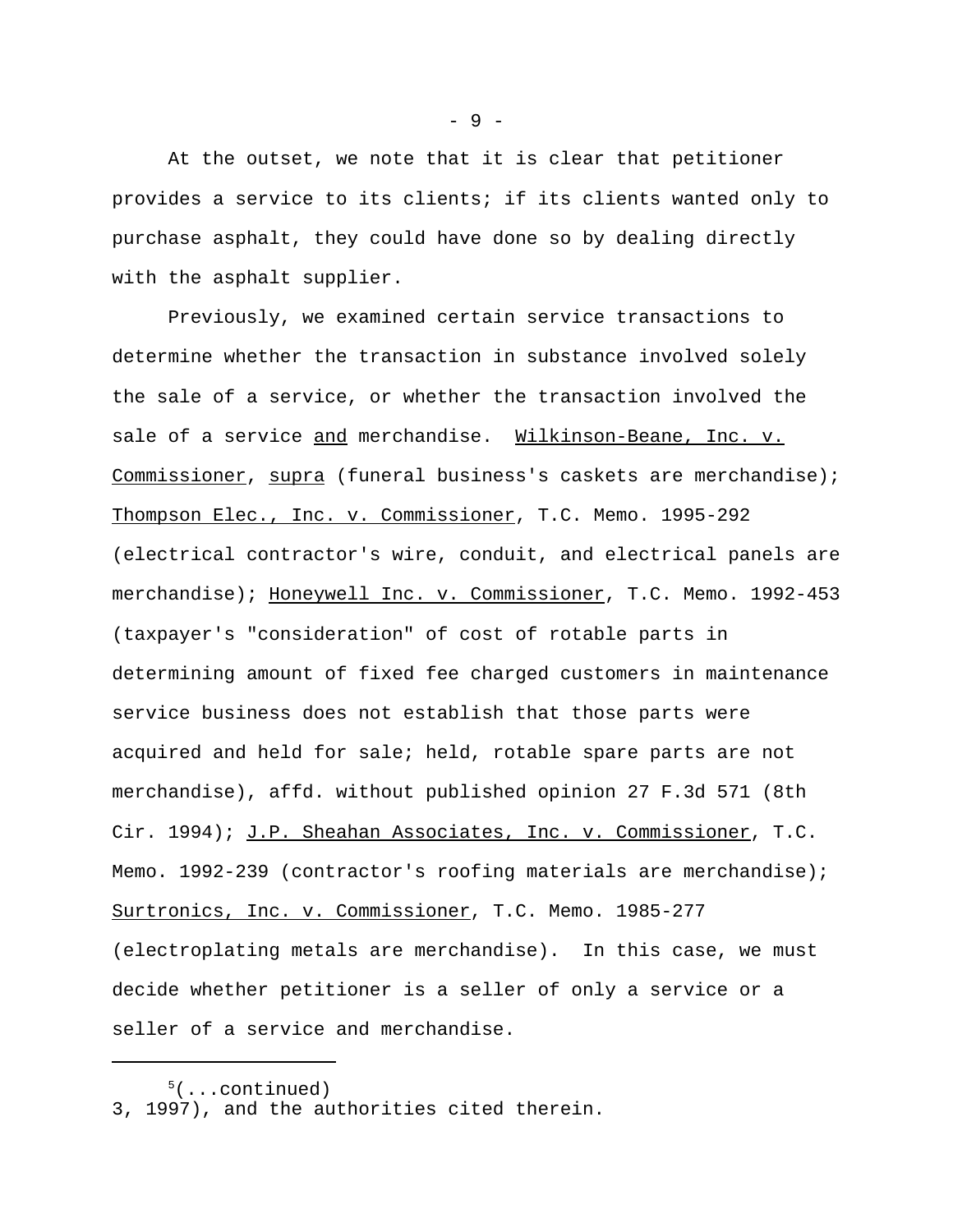At the outset, we note that it is clear that petitioner provides a service to its clients; if its clients wanted only to purchase asphalt, they could have done so by dealing directly with the asphalt supplier.

Previously, we examined certain service transactions to determine whether the transaction in substance involved solely the sale of a service, or whether the transaction involved the sale of a service and merchandise. Wilkinson-Beane, Inc. v. Commissioner, supra (funeral business's caskets are merchandise); Thompson Elec., Inc. v. Commissioner, T.C. Memo. 1995-292 (electrical contractor's wire, conduit, and electrical panels are merchandise); Honeywell Inc. v. Commissioner, T.C. Memo. 1992-453 (taxpayer's "consideration" of cost of rotable parts in determining amount of fixed fee charged customers in maintenance service business does not establish that those parts were acquired and held for sale; held, rotable spare parts are not merchandise), affd. without published opinion 27 F.3d 571 (8th Cir. 1994); J.P. Sheahan Associates, Inc. v. Commissioner, T.C. Memo. 1992-239 (contractor's roofing materials are merchandise); Surtronics, Inc. v. Commissioner, T.C. Memo. 1985-277 (electroplating metals are merchandise). In this case, we must decide whether petitioner is a seller of only a service or a seller of a service and merchandise.

---

[5](...continued)
3, 1997), and the authorities cited therein.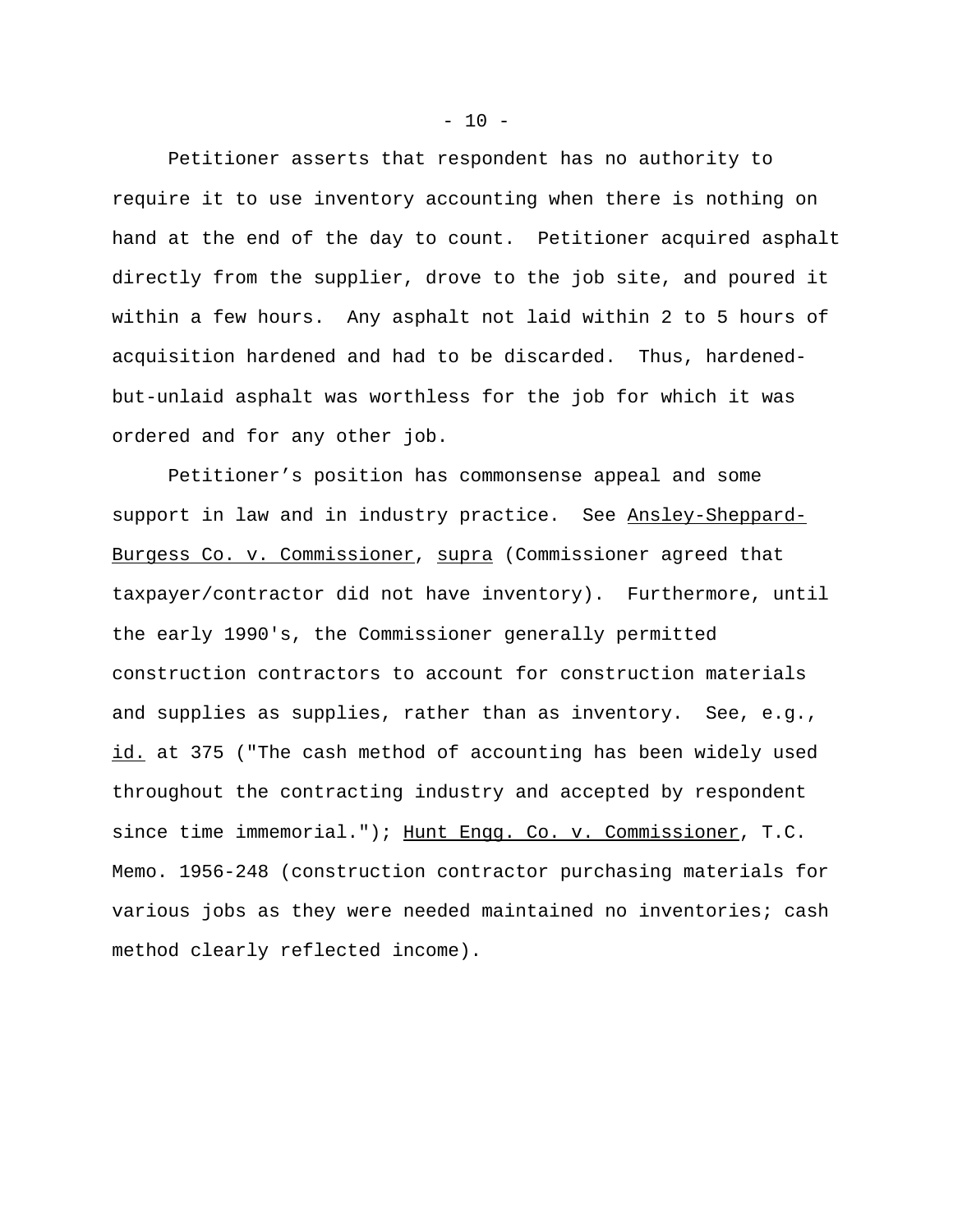Petitioner asserts that respondent has no authority to require it to use inventory accounting when there is nothing on hand at the end of the day to count. Petitioner acquired asphalt directly from the supplier, drove to the job site, and poured it within a few hours. Any asphalt not laid within 2 to 5 hours of acquisition hardened and had to be discarded. Thus, hardened-but-unlaid asphalt was worthless for the job for which it was ordered and for any other job.

Petitioner's position has commonsense appeal and some support in law and in industry practice. See Ansley-Sheppard-Burgess Co. v. Commissioner, supra (Commissioner agreed that taxpayer/contractor did not have inventory). Furthermore, until the early 1990's, the Commissioner generally permitted construction contractors to account for construction materials and supplies as supplies, rather than as inventory. See, e.g., id. at 375 ("The cash method of accounting has been widely used throughout the contracting industry and accepted by respondent since time immemorial."); Hunt Engg. Co. v. Commissioner, T.C. Memo. 1956-248 (construction contractor purchasing materials for various jobs as they were needed maintained no inventories; cash method clearly reflected income).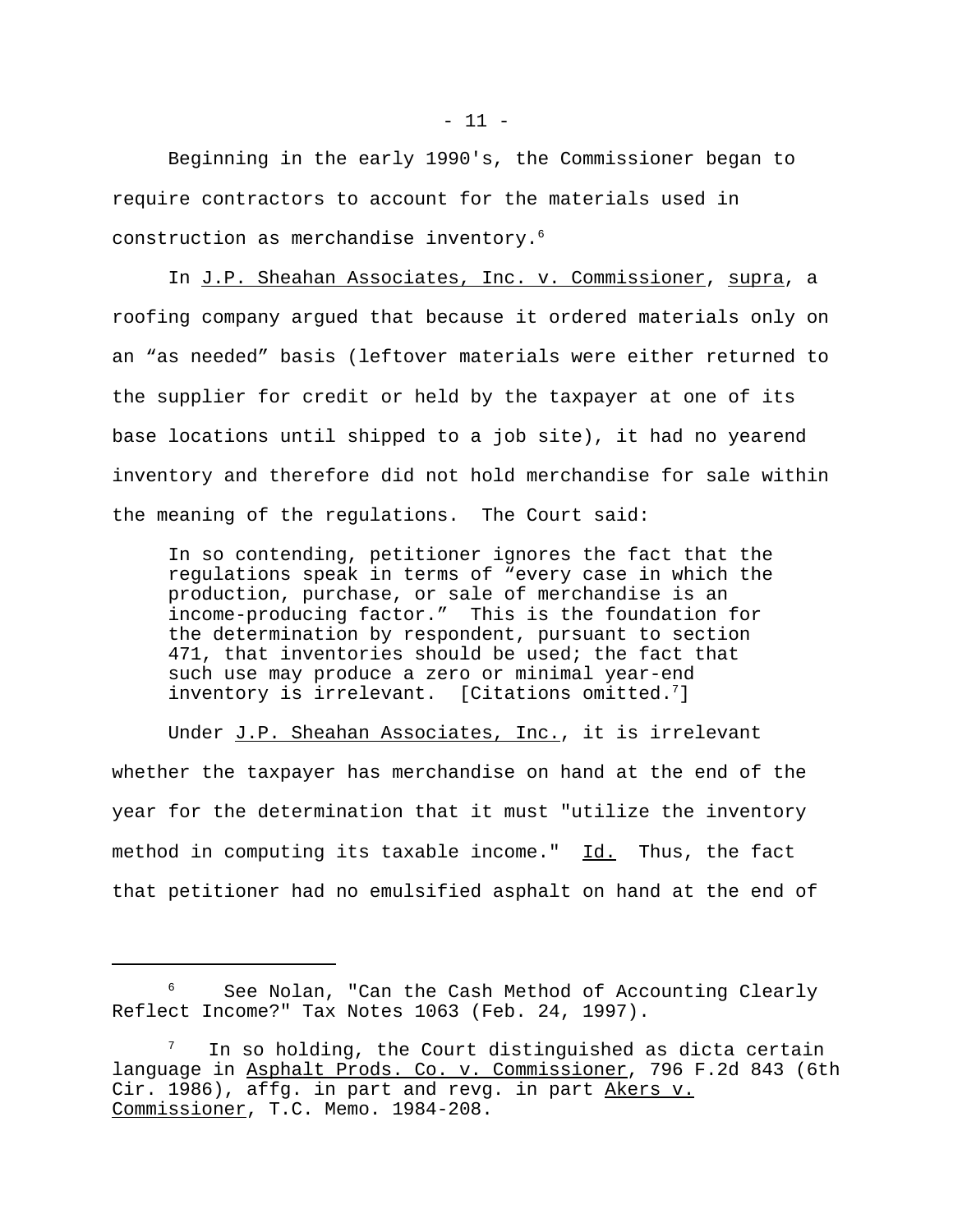Beginning in the early 1990's, the Commissioner began to require contractors to account for the materials used in construction as merchandise inventory.[6]

In J.P. Sheahan Associates, Inc. v. Commissioner, supra, a roofing company argued that because it ordered materials only on an “as needed” basis (leftover materials were either returned to the supplier for credit or held by the taxpayer at one of its base locations until shipped to a job site), it had no yearend inventory and therefore did not hold merchandise for sale within the meaning of the regulations. The Court said:

> In so contending, petitioner ignores the fact that the regulations speak in terms of “every case in which the production, purchase, or sale of merchandise is an income-producing factor.” This is the foundation for the determination by respondent, pursuant to section 471, that inventories should be used; the fact that such use may produce a zero or minimal year-end inventory is irrelevant. [Citations omitted.[7]]

Under J.P. Sheahan Associates, Inc., it is irrelevant whether the taxpayer has merchandise on hand at the end of the year for the determination that it must "utilize the inventory method in computing its taxable income." Id. Thus, the fact that petitioner had no emulsified asphalt on hand at the end of

---

[6] See Nolan, "Can the Cash Method of Accounting Clearly Reflect Income?" Tax Notes 1063 (Feb. 24, 1997).

[7] In so holding, the Court distinguished as dicta certain language in Asphalt Prods. Co. v. Commissioner, 796 F.2d 843 (6th Cir. 1986), affg. in part and revg. in part Akers v. Commissioner, T.C. Memo. 1984-208.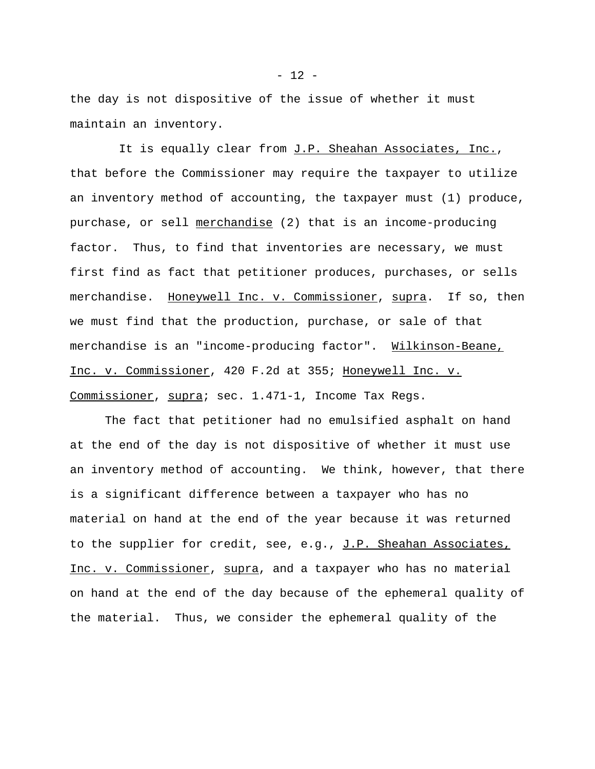the day is not dispositive of the issue of whether it must maintain an inventory.

It is equally clear from J.P. Sheahan Associates, Inc., that before the Commissioner may require the taxpayer to utilize an inventory method of accounting, the taxpayer must (1) produce, purchase, or sell merchandise (2) that is an income-producing factor. Thus, to find that inventories are necessary, we must first find as fact that petitioner produces, purchases, or sells merchandise. Honeywell Inc. v. Commissioner, supra. If so, then we must find that the production, purchase, or sale of that merchandise is an "income-producing factor". Wilkinson-Beane, Inc. v. Commissioner, 420 F.2d at 355; Honeywell Inc. v. Commissioner, supra; sec. 1.471-1, Income Tax Regs.

The fact that petitioner had no emulsified asphalt on hand at the end of the day is not dispositive of whether it must use an inventory method of accounting. We think, however, that there is a significant difference between a taxpayer who has no material on hand at the end of the year because it was returned to the supplier for credit, see, e.g., J.P. Sheahan Associates, Inc. v. Commissioner, supra, and a taxpayer who has no material on hand at the end of the day because of the ephemeral quality of the material. Thus, we consider the ephemeral quality of the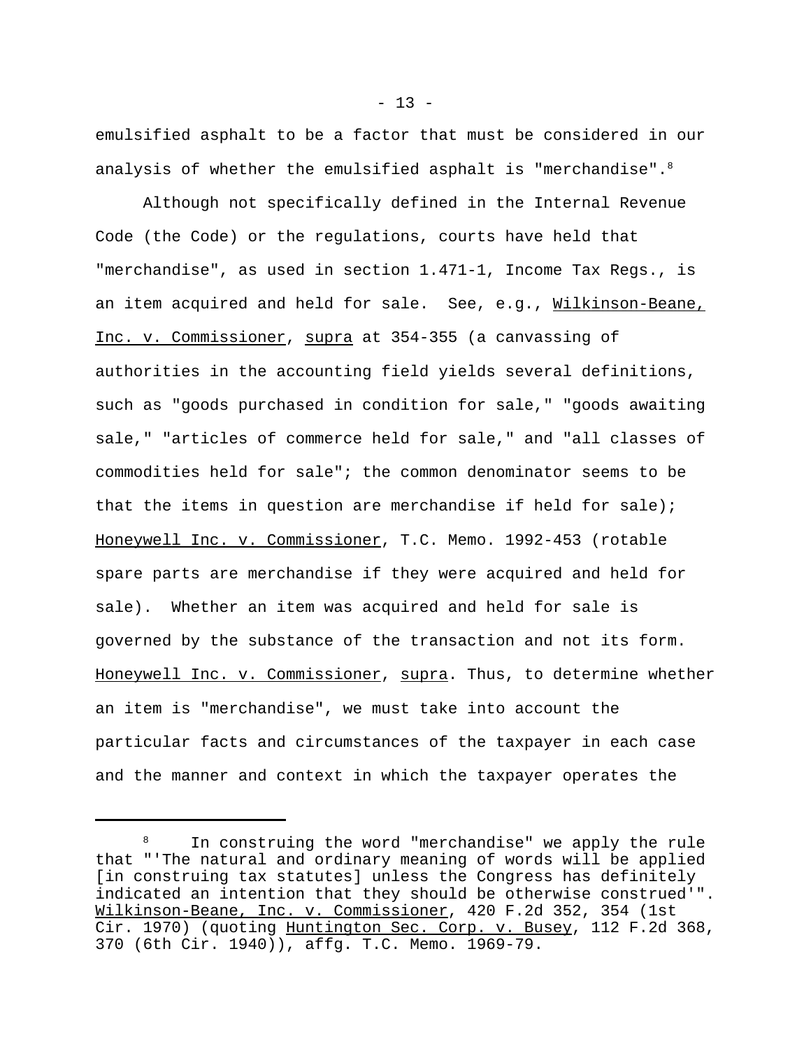emulsified asphalt to be a factor that must be considered in our analysis of whether the emulsified asphalt is "merchandise".[8]

Although not specifically defined in the Internal Revenue Code (the Code) or the regulations, courts have held that "merchandise", as used in section 1.471-1, Income Tax Regs., is an item acquired and held for sale. See, e.g., Wilkinson-Beane, Inc. v. Commissioner, supra at 354-355 (a canvassing of authorities in the accounting field yields several definitions, such as "goods purchased in condition for sale," "goods awaiting sale," "articles of commerce held for sale," and "all classes of commodities held for sale"; the common denominator seems to be that the items in question are merchandise if held for sale); Honeywell Inc. v. Commissioner, T.C. Memo. 1992-453 (rotable spare parts are merchandise if they were acquired and held for sale). Whether an item was acquired and held for sale is governed by the substance of the transaction and not its form. Honeywell Inc. v. Commissioner, supra. Thus, to determine whether an item is "merchandise", we must take into account the particular facts and circumstances of the taxpayer in each case and the manner and context in which the taxpayer operates the

---

[8] In construing the word "merchandise" we apply the rule that "'The natural and ordinary meaning of words will be applied [in construing tax statutes] unless the Congress has definitely indicated an intention that they should be otherwise construed'". Wilkinson-Beane, Inc. v. Commissioner, 420 F.2d 352, 354 (1st Cir. 1970) (quoting Huntington Sec. Corp. v. Busey, 112 F.2d 368, 370 (6th Cir. 1940)), affg. T.C. Memo. 1969-79.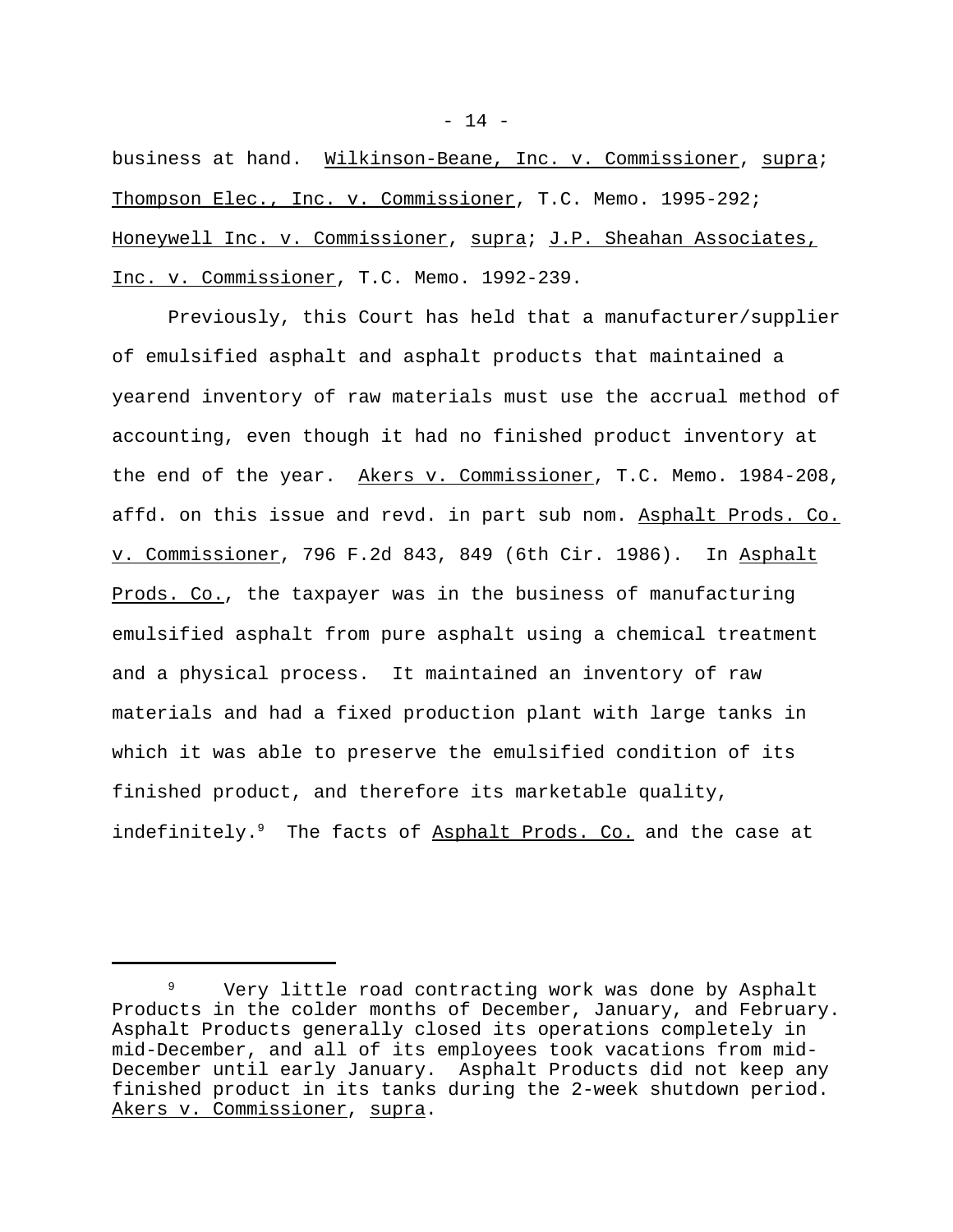business at hand. Wilkinson-Beane, Inc. v. Commissioner, supra; Thompson Elec., Inc. v. Commissioner, T.C. Memo. 1995-292; Honeywell Inc. v. Commissioner, supra; J.P. Sheahan Associates, Inc. v. Commissioner, T.C. Memo. 1992-239.

Previously, this Court has held that a manufacturer/supplier of emulsified asphalt and asphalt products that maintained a yearend inventory of raw materials must use the accrual method of accounting, even though it had no finished product inventory at the end of the year. Akers v. Commissioner, T.C. Memo. 1984-208, affd. on this issue and revd. in part sub nom. Asphalt Prods. Co. v. Commissioner, 796 F.2d 843, 849 (6th Cir. 1986). In Asphalt Prods. Co., the taxpayer was in the business of manufacturing emulsified asphalt from pure asphalt using a chemical treatment and a physical process. It maintained an inventory of raw materials and had a fixed production plant with large tanks in which it was able to preserve the emulsified condition of its finished product, and therefore its marketable quality, indefinitely.[9] The facts of Asphalt Prods. Co. and the case at

---

[9] Very little road contracting work was done by Asphalt Products in the colder months of December, January, and February. Asphalt Products generally closed its operations completely in mid-December, and all of its employees took vacations from mid-December until early January. Asphalt Products did not keep any finished product in its tanks during the 2-week shutdown period. Akers v. Commissioner, supra.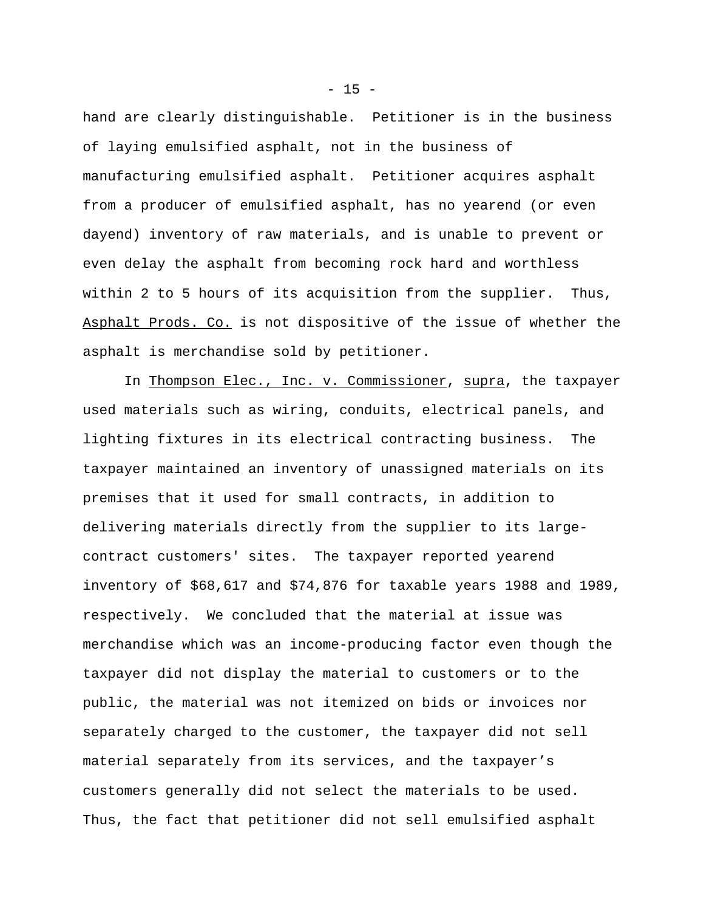hand are clearly distinguishable. Petitioner is in the business of laying emulsified asphalt, not in the business of manufacturing emulsified asphalt. Petitioner acquires asphalt from a producer of emulsified asphalt, has no yearend (or even dayend) inventory of raw materials, and is unable to prevent or even delay the asphalt from becoming rock hard and worthless within 2 to 5 hours of its acquisition from the supplier. Thus, Asphalt Prods. Co. is not dispositive of the issue of whether the asphalt is merchandise sold by petitioner.

In Thompson Elec., Inc. v. Commissioner, supra, the taxpayer used materials such as wiring, conduits, electrical panels, and lighting fixtures in its electrical contracting business. The taxpayer maintained an inventory of unassigned materials on its premises that it used for small contracts, in addition to delivering materials directly from the supplier to its large-contract customers' sites. The taxpayer reported yearend inventory of $68,617 and $74,876 for taxable years 1988 and 1989, respectively. We concluded that the material at issue was merchandise which was an income-producing factor even though the taxpayer did not display the material to customers or to the public, the material was not itemized on bids or invoices nor separately charged to the customer, the taxpayer did not sell material separately from its services, and the taxpayer's customers generally did not select the materials to be used. Thus, the fact that petitioner did not sell emulsified asphalt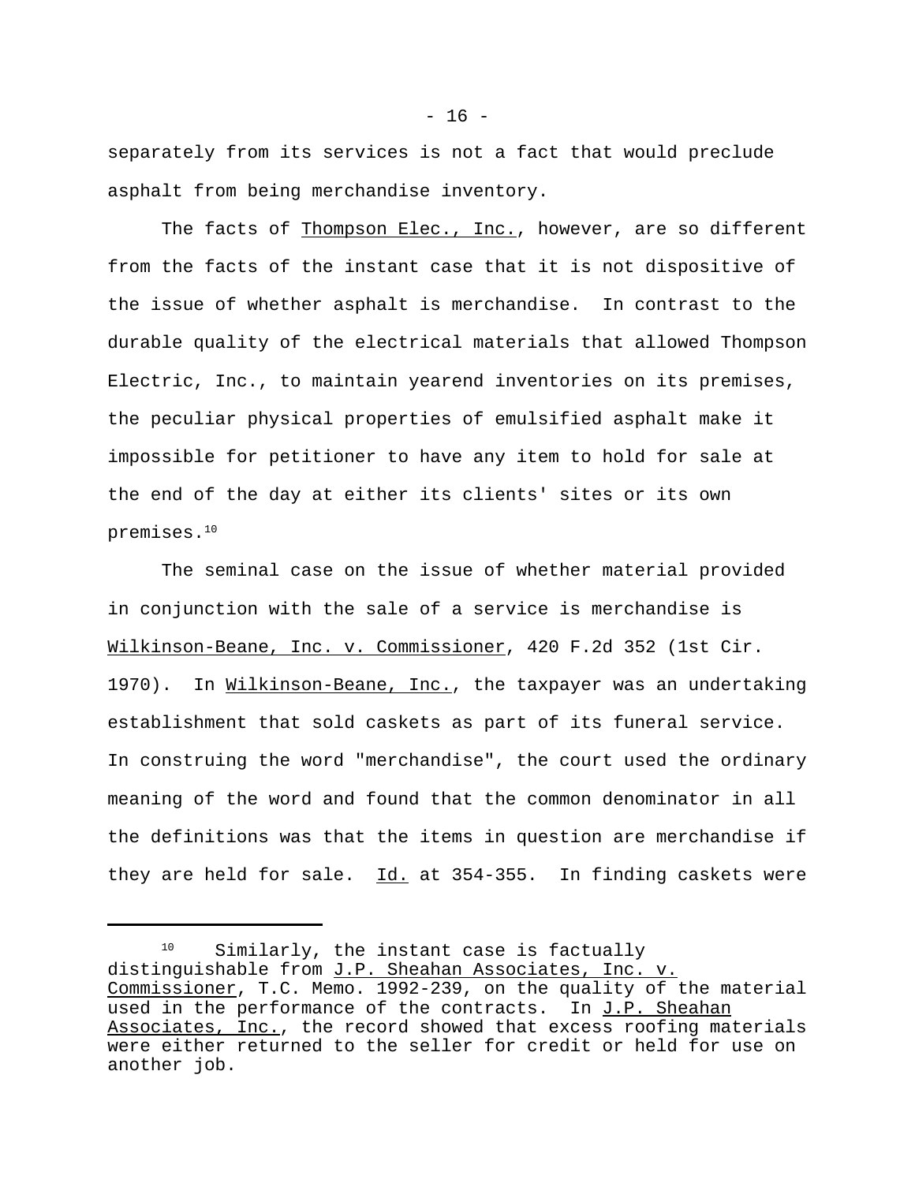separately from its services is not a fact that would preclude asphalt from being merchandise inventory.

The facts of Thompson Elec., Inc., however, are so different from the facts of the instant case that it is not dispositive of the issue of whether asphalt is merchandise. In contrast to the durable quality of the electrical materials that allowed Thompson Electric, Inc., to maintain yearend inventories on its premises, the peculiar physical properties of emulsified asphalt make it impossible for petitioner to have any item to hold for sale at the end of the day at either its clients' sites or its own premises.[10]

The seminal case on the issue of whether material provided in conjunction with the sale of a service is merchandise is Wilkinson-Beane, Inc. v. Commissioner, 420 F.2d 352 (1st Cir. 1970). In Wilkinson-Beane, Inc., the taxpayer was an undertaking establishment that sold caskets as part of its funeral service. In construing the word "merchandise", the court used the ordinary meaning of the word and found that the common denominator in all the definitions was that the items in question are merchandise if they are held for sale. Id. at 354-355. In finding caskets were

---

[10] Similarly, the instant case is factually distinguishable from J.P. Sheahan Associates, Inc. v. Commissioner, T.C. Memo. 1992-239, on the quality of the material used in the performance of the contracts. In J.P. Sheahan Associates, Inc., the record showed that excess roofing materials were either returned to the seller for credit or held for use on another job.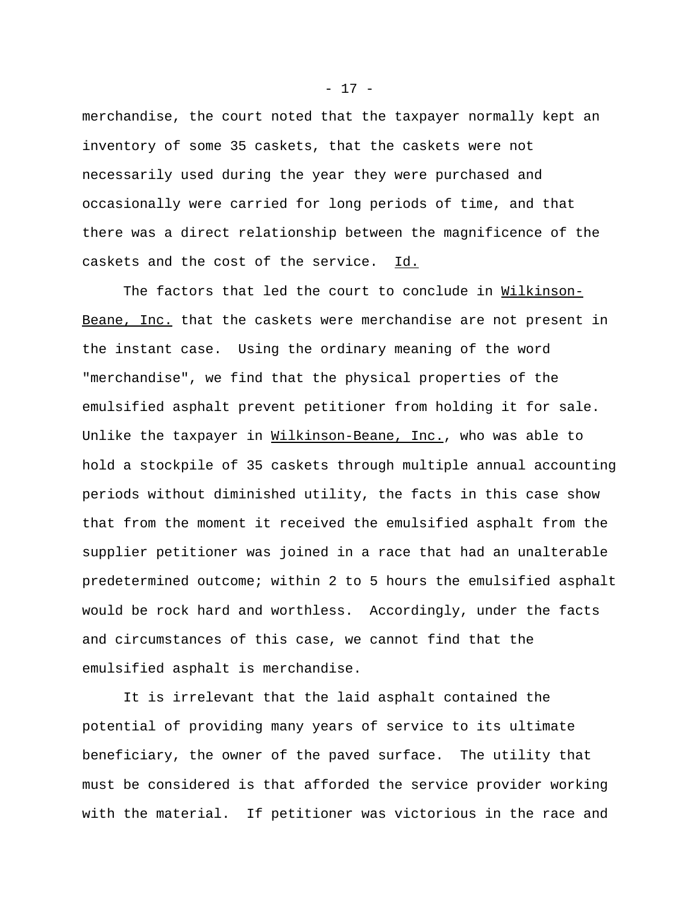merchandise, the court noted that the taxpayer normally kept an inventory of some 35 caskets, that the caskets were not necessarily used during the year they were purchased and occasionally were carried for long periods of time, and that there was a direct relationship between the magnificence of the caskets and the cost of the service. Id.

The factors that led the court to conclude in Wilkinson-Beane, Inc. that the caskets were merchandise are not present in the instant case. Using the ordinary meaning of the word "merchandise", we find that the physical properties of the emulsified asphalt prevent petitioner from holding it for sale. Unlike the taxpayer in Wilkinson-Beane, Inc., who was able to hold a stockpile of 35 caskets through multiple annual accounting periods without diminished utility, the facts in this case show that from the moment it received the emulsified asphalt from the supplier petitioner was joined in a race that had an unalterable predetermined outcome; within 2 to 5 hours the emulsified asphalt would be rock hard and worthless. Accordingly, under the facts and circumstances of this case, we cannot find that the emulsified asphalt is merchandise.

It is irrelevant that the laid asphalt contained the potential of providing many years of service to its ultimate beneficiary, the owner of the paved surface. The utility that must be considered is that afforded the service provider working with the material. If petitioner was victorious in the race and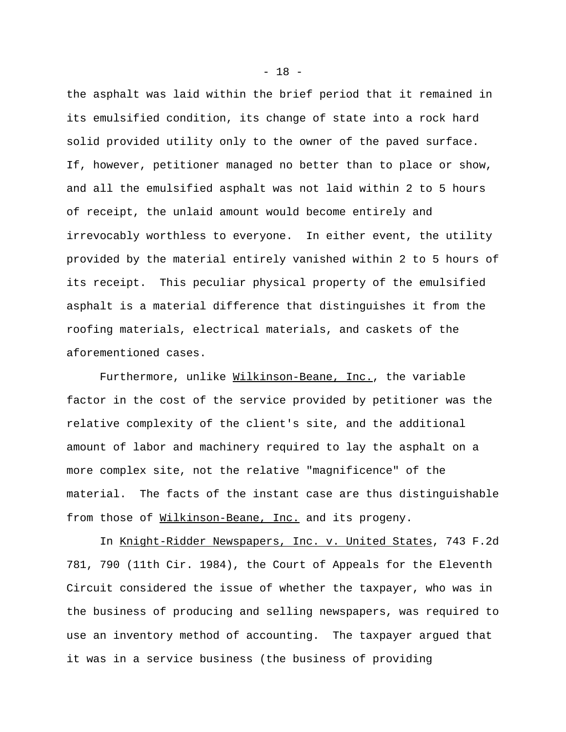the asphalt was laid within the brief period that it remained in its emulsified condition, its change of state into a rock hard solid provided utility only to the owner of the paved surface. If, however, petitioner managed no better than to place or show, and all the emulsified asphalt was not laid within 2 to 5 hours of receipt, the unlaid amount would become entirely and irrevocably worthless to everyone. In either event, the utility provided by the material entirely vanished within 2 to 5 hours of its receipt. This peculiar physical property of the emulsified asphalt is a material difference that distinguishes it from the roofing materials, electrical materials, and caskets of the aforementioned cases.

Furthermore, unlike Wilkinson-Beane, Inc., the variable factor in the cost of the service provided by petitioner was the relative complexity of the client's site, and the additional amount of labor and machinery required to lay the asphalt on a more complex site, not the relative "magnificence" of the material. The facts of the instant case are thus distinguishable from those of Wilkinson-Beane, Inc. and its progeny.

In Knight-Ridder Newspapers, Inc. v. United States, 743 F.2d 781, 790 (11th Cir. 1984), the Court of Appeals for the Eleventh Circuit considered the issue of whether the taxpayer, who was in the business of producing and selling newspapers, was required to use an inventory method of accounting. The taxpayer argued that it was in a service business (the business of providing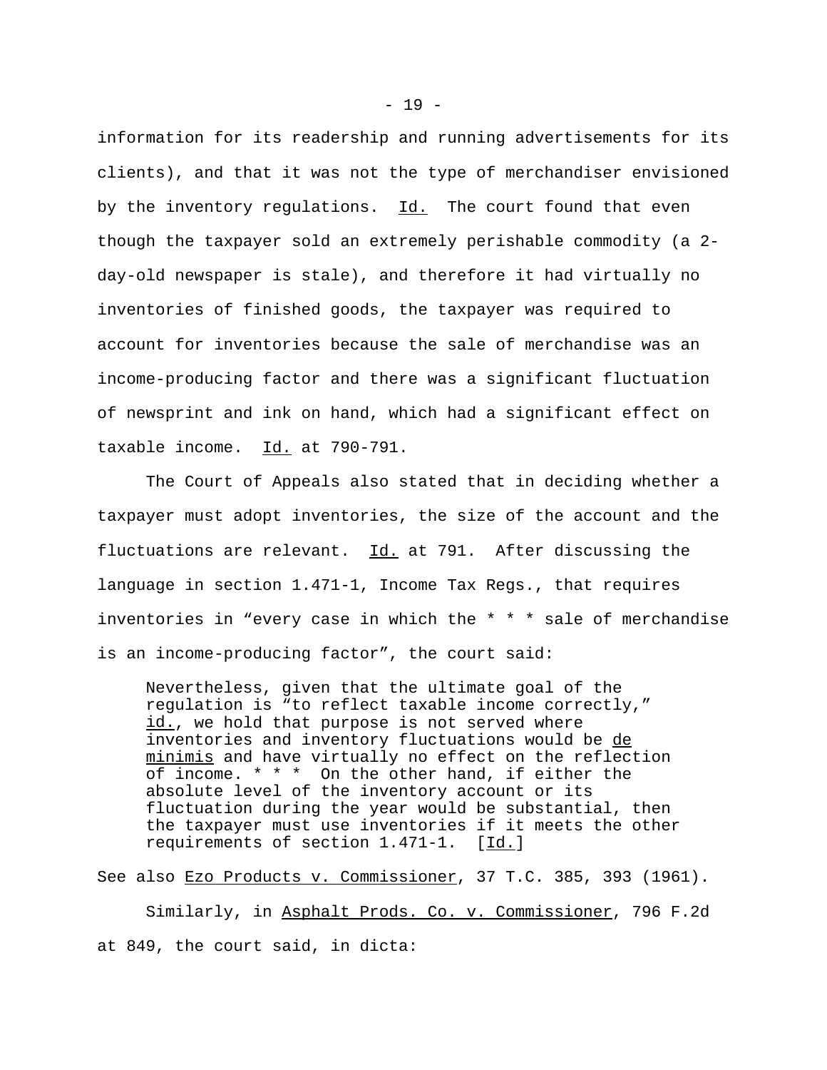information for its readership and running advertisements for its clients), and that it was not the type of merchandiser envisioned by the inventory regulations. Id. The court found that even though the taxpayer sold an extremely perishable commodity (a 2-day-old newspaper is stale), and therefore it had virtually no inventories of finished goods, the taxpayer was required to account for inventories because the sale of merchandise was an income-producing factor and there was a significant fluctuation of newsprint and ink on hand, which had a significant effect on taxable income. Id. at 790-791.

The Court of Appeals also stated that in deciding whether a taxpayer must adopt inventories, the size of the account and the fluctuations are relevant. Id. at 791. After discussing the language in section 1.471-1, Income Tax Regs., that requires inventories in "every case in which the * * * sale of merchandise is an income-producing factor", the court said:

> Nevertheless, given that the ultimate goal of the regulation is "to reflect taxable income correctly," id., we hold that purpose is not served where inventories and inventory fluctuations would be de minimis and have virtually no effect on the reflection of income. * * * On the other hand, if either the absolute level of the inventory account or its fluctuation during the year would be substantial, then the taxpayer must use inventories if it meets the other requirements of section 1.471-1. [Id.]

See also Ezo Products v. Commissioner, 37 T.C. 385, 393 (1961).

Similarly, in Asphalt Prods. Co. v. Commissioner, 796 F.2d at 849, the court said, in dicta: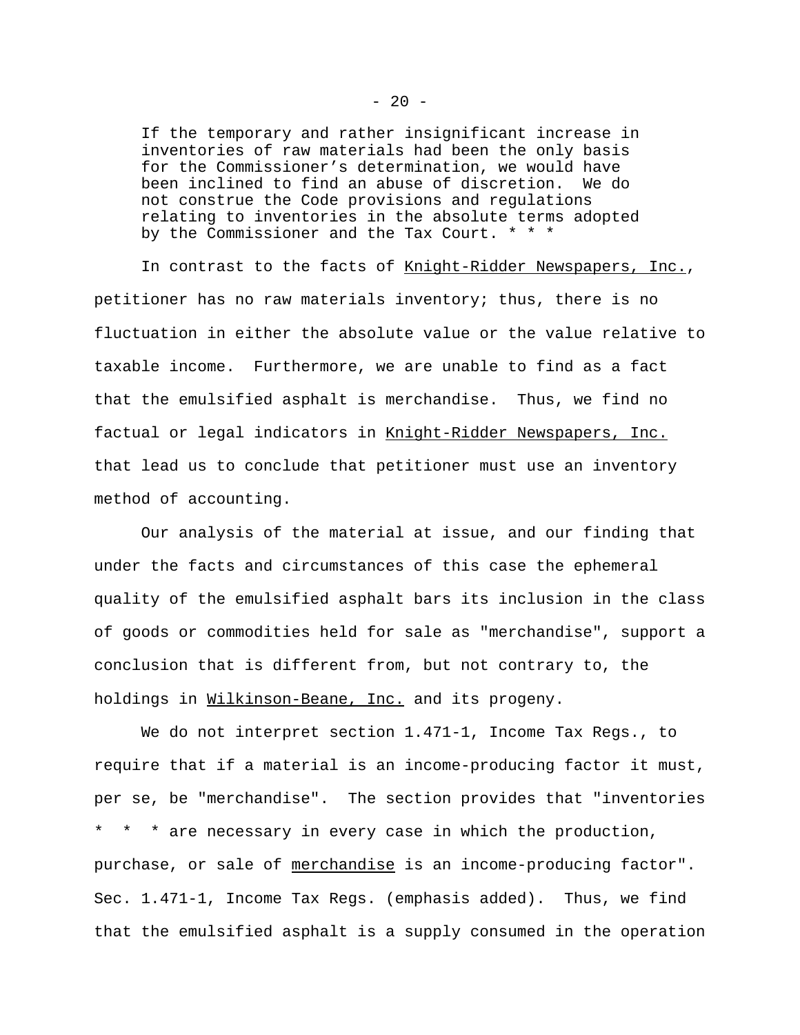> If the temporary and rather insignificant increase in inventories of raw materials had been the only basis for the Commissioner's determination, we would have been inclined to find an abuse of discretion. We do not construe the Code provisions and regulations relating to inventories in the absolute terms adopted by the Commissioner and the Tax Court. * * *

In contrast to the facts of Knight-Ridder Newspapers, Inc., petitioner has no raw materials inventory; thus, there is no fluctuation in either the absolute value or the value relative to taxable income. Furthermore, we are unable to find as a fact that the emulsified asphalt is merchandise. Thus, we find no factual or legal indicators in Knight-Ridder Newspapers, Inc. that lead us to conclude that petitioner must use an inventory method of accounting.

Our analysis of the material at issue, and our finding that under the facts and circumstances of this case the ephemeral quality of the emulsified asphalt bars its inclusion in the class of goods or commodities held for sale as "merchandise", support a conclusion that is different from, but not contrary to, the holdings in Wilkinson-Beane, Inc. and its progeny.

We do not interpret section 1.471-1, Income Tax Regs., to require that if a material is an income-producing factor it must, per se, be "merchandise". The section provides that "inventories * * * are necessary in every case in which the production, purchase, or sale of merchandise is an income-producing factor". Sec. 1.471-1, Income Tax Regs. (emphasis added). Thus, we find that the emulsified asphalt is a supply consumed in the operation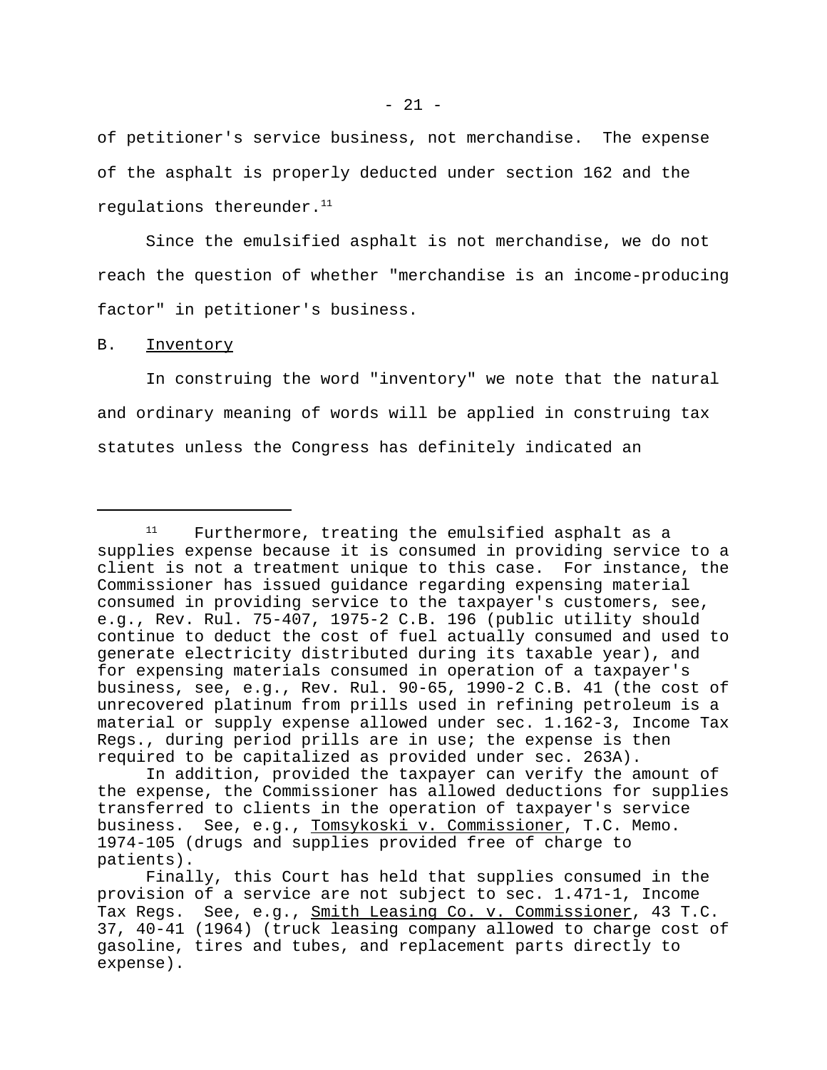of petitioner's service business, not merchandise. The expense of the asphalt is properly deducted under section 162 and the regulations thereunder.[11]

Since the emulsified asphalt is not merchandise, we do not reach the question of whether "merchandise is an income-producing factor" in petitioner's business.

B. Inventory

In construing the word "inventory" we note that the natural and ordinary meaning of words will be applied in construing tax statutes unless the Congress has definitely indicated an

---

[11] Furthermore, treating the emulsified asphalt as a supplies expense because it is consumed in providing service to a client is not a treatment unique to this case. For instance, the Commissioner has issued guidance regarding expensing material consumed in providing service to the taxpayer's customers, see, e.g., Rev. Rul. 75-407, 1975-2 C.B. 196 (public utility should continue to deduct the cost of fuel actually consumed and used to generate electricity distributed during its taxable year), and for expensing materials consumed in operation of a taxpayer's business, see, e.g., Rev. Rul. 90-65, 1990-2 C.B. 41 (the cost of unrecovered platinum from prills used in refining petroleum is a material or supply expense allowed under sec. 1.162-3, Income Tax Regs., during period prills are in use; the expense is then required to be capitalized as provided under sec. 263A).

In addition, provided the taxpayer can verify the amount of the expense, the Commissioner has allowed deductions for supplies transferred to clients in the operation of taxpayer's service business. See, e.g., Tomsykoski v. Commissioner, T.C. Memo. 1974-105 (drugs and supplies provided free of charge to patients).

Finally, this Court has held that supplies consumed in the provision of a service are not subject to sec. 1.471-1, Income Tax Regs. See, e.g., Smith Leasing Co. v. Commissioner, 43 T.C. 37, 40-41 (1964) (truck leasing company allowed to charge cost of gasoline, tires and tubes, and replacement parts directly to expense).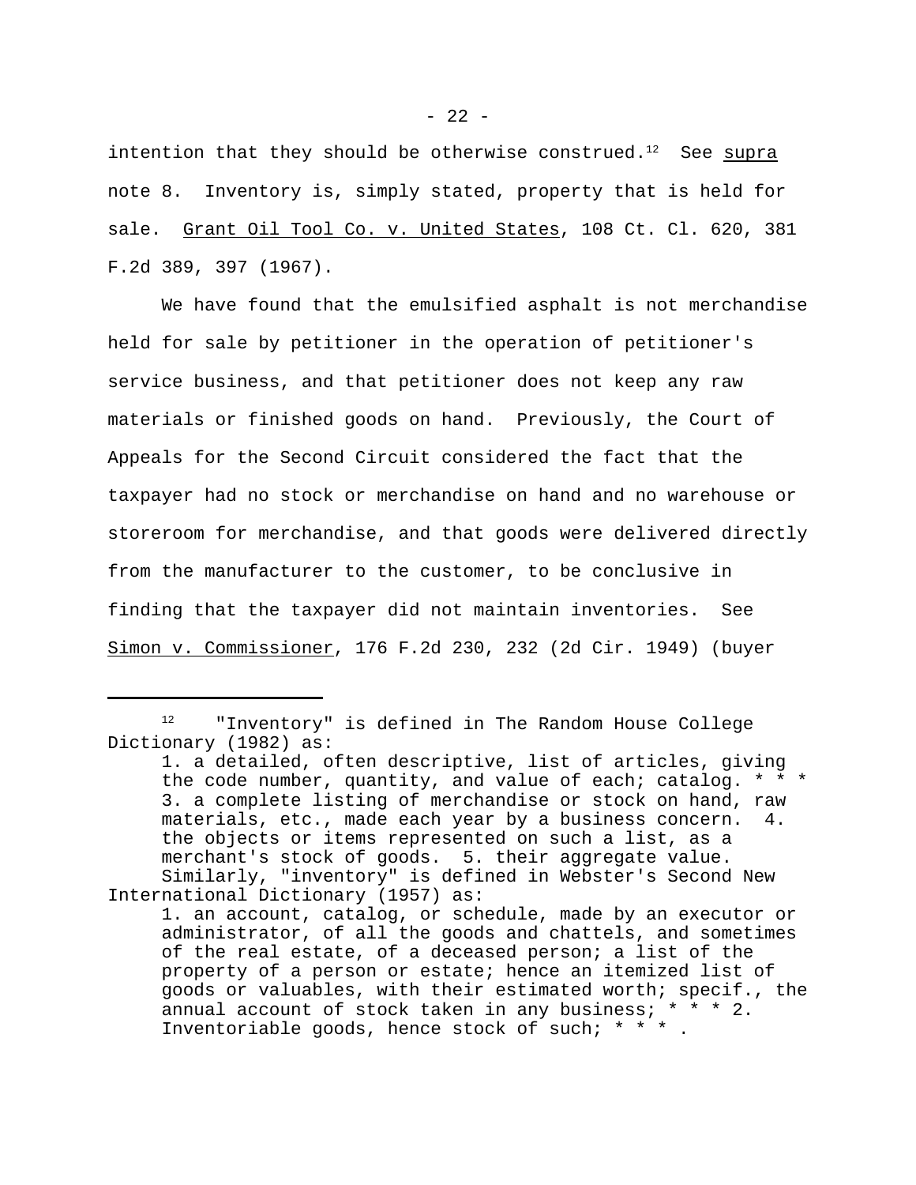intention that they should be otherwise construed.[12] See supra note 8. Inventory is, simply stated, property that is held for sale. Grant Oil Tool Co. v. United States, 108 Ct. Cl. 620, 381 F.2d 389, 397 (1967).

We have found that the emulsified asphalt is not merchandise held for sale by petitioner in the operation of petitioner's service business, and that petitioner does not keep any raw materials or finished goods on hand. Previously, the Court of Appeals for the Second Circuit considered the fact that the taxpayer had no stock or merchandise on hand and no warehouse or storeroom for merchandise, and that goods were delivered directly from the manufacturer to the customer, to be conclusive in finding that the taxpayer did not maintain inventories. See Simon v. Commissioner, 176 F.2d 230, 232 (2d Cir. 1949) (buyer

---

[12] "Inventory" is defined in The Random House College Dictionary (1982) as:

> 1. a detailed, often descriptive, list of articles, giving the code number, quantity, and value of each; catalog. * * * 3. a complete listing of merchandise or stock on hand, raw materials, etc., made each year by a business concern. 4. the objects or items represented on such a list, as a merchant's stock of goods. 5. their aggregate value.

Similarly, "inventory" is defined in Webster's Second New International Dictionary (1957) as:

> 1. an account, catalog, or schedule, made by an executor or administrator, of all the goods and chattels, and sometimes of the real estate, of a deceased person; a list of the property of a person or estate; hence an itemized list of goods or valuables, with their estimated worth; specif., the annual account of stock taken in any business; * * * 2. Inventoriable goods, hence stock of such; * * * .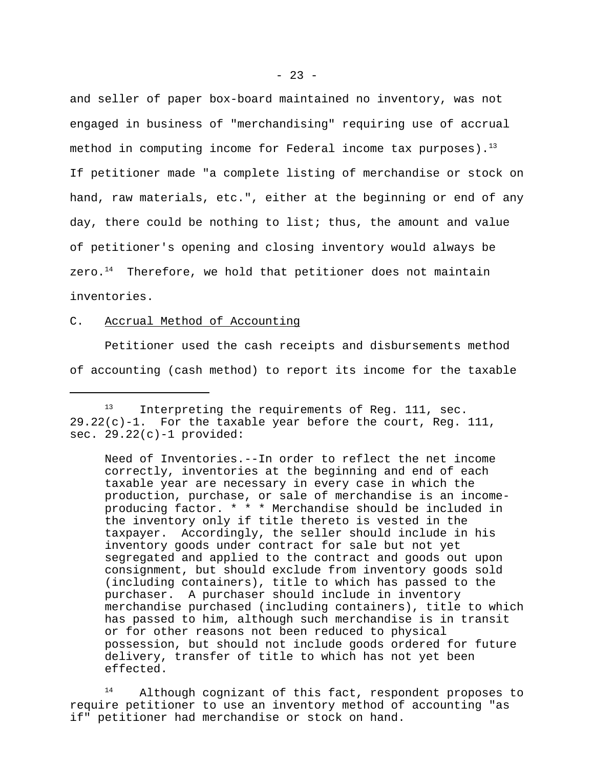and seller of paper box-board maintained no inventory, was not engaged in business of "merchandising" requiring use of accrual method in computing income for Federal income tax purposes).[13] If petitioner made "a complete listing of merchandise or stock on hand, raw materials, etc.", either at the beginning or end of any day, there could be nothing to list; thus, the amount and value of petitioner's opening and closing inventory would always be zero.[14] Therefore, we hold that petitioner does not maintain inventories.

C. Accrual Method of Accounting

Petitioner used the cash receipts and disbursements method of accounting (cash method) to report its income for the taxable

---

[13] Interpreting the requirements of Reg. 111, sec. 29.22(c)-1. For the taxable year before the court, Reg. 111, sec. 29.22(c)-1 provided:

> Need of Inventories.--In order to reflect the net income correctly, inventories at the beginning and end of each taxable year are necessary in every case in which the production, purchase, or sale of merchandise is an income-producing factor. * * * Merchandise should be included in the inventory only if title thereto is vested in the taxpayer. Accordingly, the seller should include in his inventory goods under contract for sale but not yet segregated and applied to the contract and goods out upon consignment, but should exclude from inventory goods sold (including containers), title to which has passed to the purchaser. A purchaser should include in inventory merchandise purchased (including containers), title to which has passed to him, although such merchandise is in transit or for other reasons not been reduced to physical possession, but should not include goods ordered for future delivery, transfer of title to which has not yet been effected.

[14] Although cognizant of this fact, respondent proposes to require petitioner to use an inventory method of accounting "as if" petitioner had merchandise or stock on hand.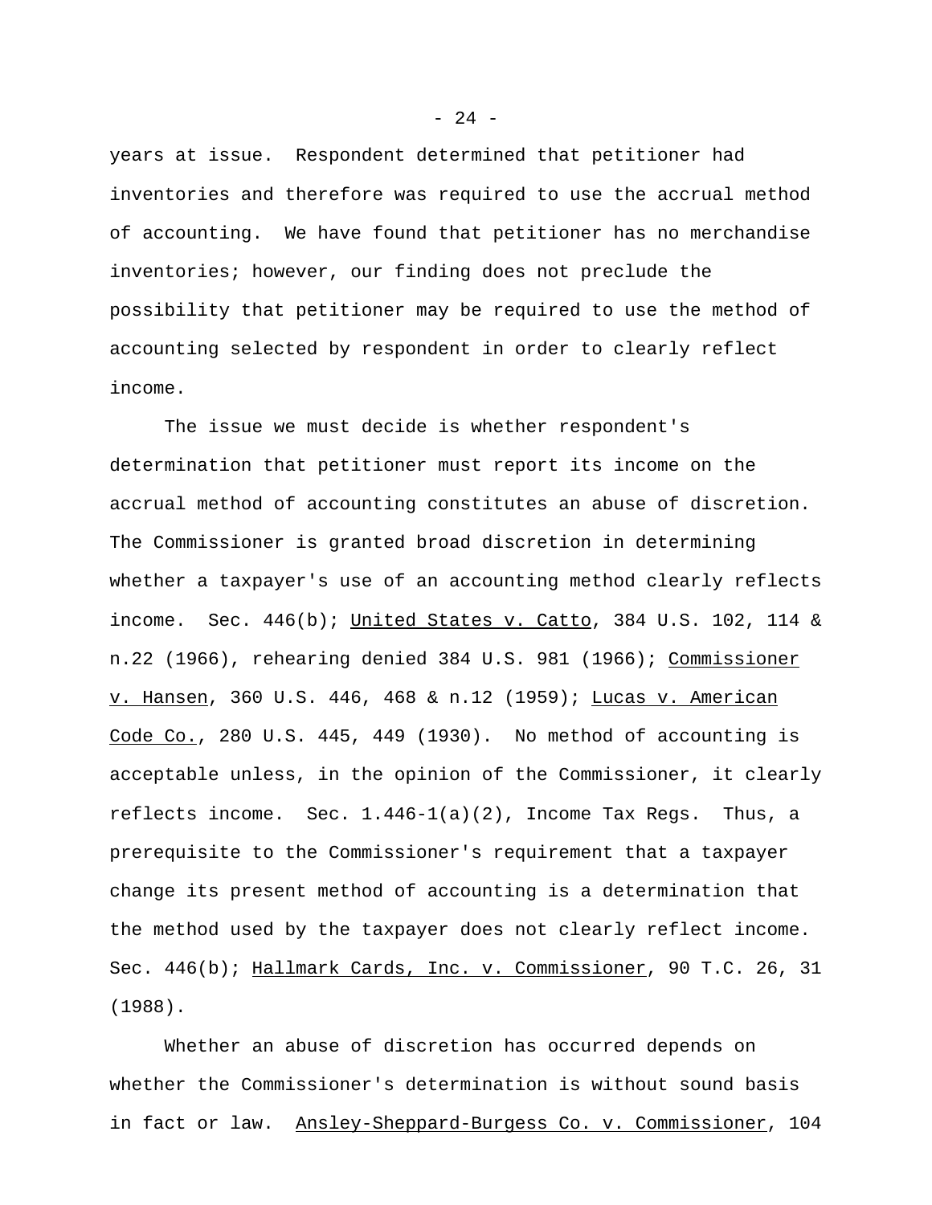years at issue. Respondent determined that petitioner had inventories and therefore was required to use the accrual method of accounting. We have found that petitioner has no merchandise inventories; however, our finding does not preclude the possibility that petitioner may be required to use the method of accounting selected by respondent in order to clearly reflect income.

The issue we must decide is whether respondent's determination that petitioner must report its income on the accrual method of accounting constitutes an abuse of discretion. The Commissioner is granted broad discretion in determining whether a taxpayer's use of an accounting method clearly reflects income. Sec. 446(b); United States v. Catto, 384 U.S. 102, 114 & n.22 (1966), rehearing denied 384 U.S. 981 (1966); Commissioner v. Hansen, 360 U.S. 446, 468 & n.12 (1959); Lucas v. American Code Co., 280 U.S. 445, 449 (1930). No method of accounting is acceptable unless, in the opinion of the Commissioner, it clearly reflects income. Sec. 1.446-1(a)(2), Income Tax Regs. Thus, a prerequisite to the Commissioner's requirement that a taxpayer change its present method of accounting is a determination that the method used by the taxpayer does not clearly reflect income. Sec. 446(b); Hallmark Cards, Inc. v. Commissioner, 90 T.C. 26, 31 (1988).

Whether an abuse of discretion has occurred depends on whether the Commissioner's determination is without sound basis in fact or law. Ansley-Sheppard-Burgess Co. v. Commissioner, 104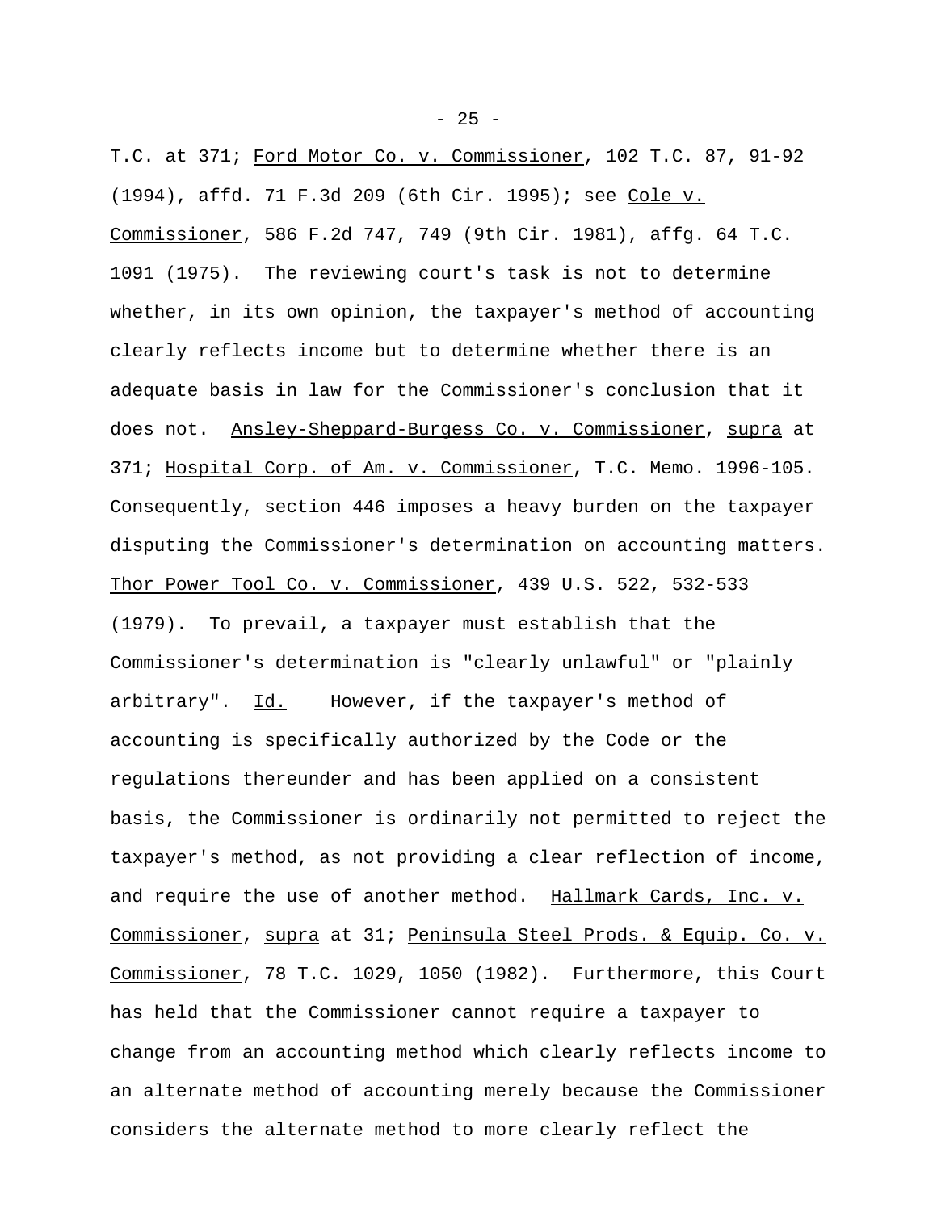T.C. at 371; Ford Motor Co. v. Commissioner, 102 T.C. 87, 91-92 (1994), affd. 71 F.3d 209 (6th Cir. 1995); see Cole v. Commissioner, 586 F.2d 747, 749 (9th Cir. 1981), affg. 64 T.C. 1091 (1975). The reviewing court's task is not to determine whether, in its own opinion, the taxpayer's method of accounting clearly reflects income but to determine whether there is an adequate basis in law for the Commissioner's conclusion that it does not. Ansley-Sheppard-Burgess Co. v. Commissioner, supra at 371; Hospital Corp. of Am. v. Commissioner, T.C. Memo. 1996-105. Consequently, section 446 imposes a heavy burden on the taxpayer disputing the Commissioner's determination on accounting matters. Thor Power Tool Co. v. Commissioner, 439 U.S. 522, 532-533 (1979). To prevail, a taxpayer must establish that the Commissioner's determination is "clearly unlawful" or "plainly arbitrary". Id. However, if the taxpayer's method of accounting is specifically authorized by the Code or the regulations thereunder and has been applied on a consistent basis, the Commissioner is ordinarily not permitted to reject the taxpayer's method, as not providing a clear reflection of income, and require the use of another method. Hallmark Cards, Inc. v. Commissioner, supra at 31; Peninsula Steel Prods. & Equip. Co. v. Commissioner, 78 T.C. 1029, 1050 (1982). Furthermore, this Court has held that the Commissioner cannot require a taxpayer to change from an accounting method which clearly reflects income to an alternate method of accounting merely because the Commissioner considers the alternate method to more clearly reflect the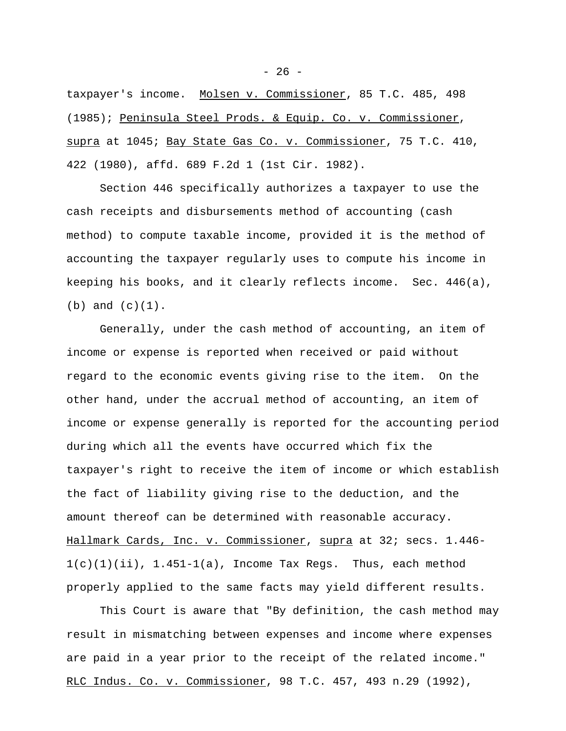taxpayer's income. Molsen v. Commissioner, 85 T.C. 485, 498 (1985); Peninsula Steel Prods. & Equip. Co. v. Commissioner, supra at 1045; Bay State Gas Co. v. Commissioner, 75 T.C. 410, 422 (1980), affd. 689 F.2d 1 (1st Cir. 1982).

Section 446 specifically authorizes a taxpayer to use the cash receipts and disbursements method of accounting (cash method) to compute taxable income, provided it is the method of accounting the taxpayer regularly uses to compute his income in keeping his books, and it clearly reflects income. Sec. 446(a), (b) and (c)(1).

Generally, under the cash method of accounting, an item of income or expense is reported when received or paid without regard to the economic events giving rise to the item. On the other hand, under the accrual method of accounting, an item of income or expense generally is reported for the accounting period during which all the events have occurred which fix the taxpayer's right to receive the item of income or which establish the fact of liability giving rise to the deduction, and the amount thereof can be determined with reasonable accuracy. Hallmark Cards, Inc. v. Commissioner, supra at 32; secs. 1.446-1(c)(1)(ii), 1.451-1(a), Income Tax Regs. Thus, each method properly applied to the same facts may yield different results.

This Court is aware that "By definition, the cash method may result in mismatching between expenses and income where expenses are paid in a year prior to the receipt of the related income." RLC Indus. Co. v. Commissioner, 98 T.C. 457, 493 n.29 (1992),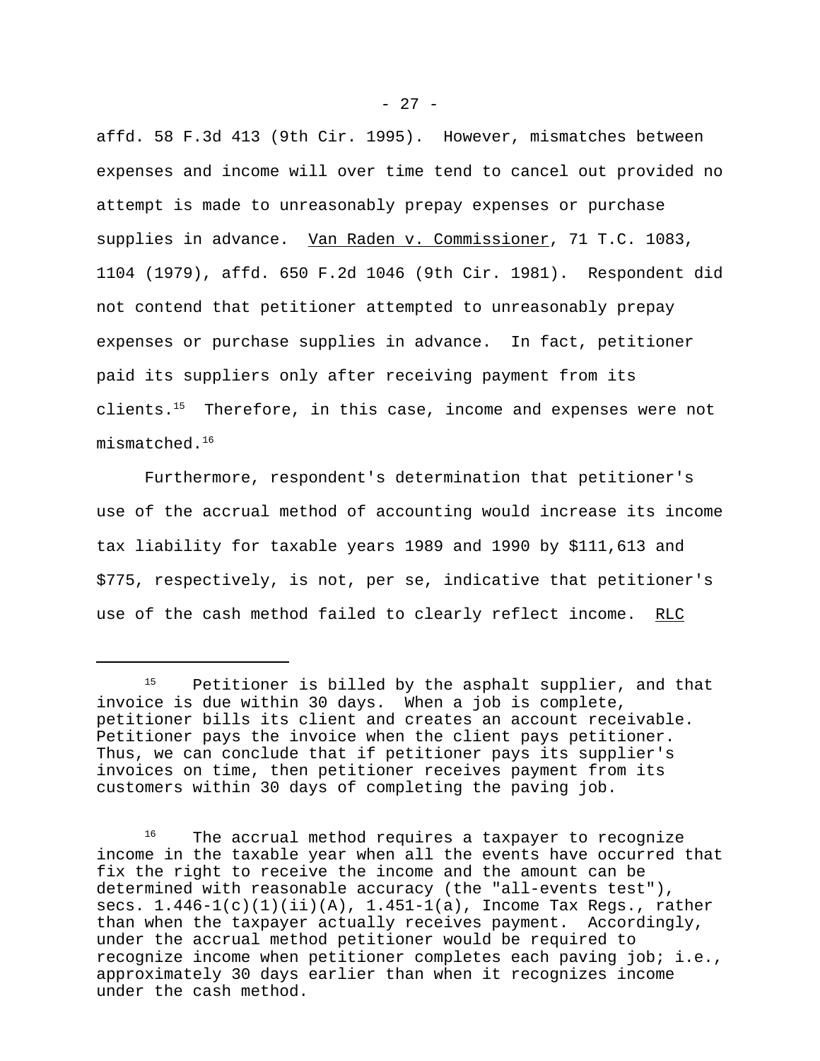affd. 58 F.3d 413 (9th Cir. 1995). However, mismatches between expenses and income will over time tend to cancel out provided no attempt is made to unreasonably prepay expenses or purchase supplies in advance. Van Raden v. Commissioner, 71 T.C. 1083, 1104 (1979), affd. 650 F.2d 1046 (9th Cir. 1981). Respondent did not contend that petitioner attempted to unreasonably prepay expenses or purchase supplies in advance. In fact, petitioner paid its suppliers only after receiving payment from its clients.[15] Therefore, in this case, income and expenses were not mismatched.[16]

Furthermore, respondent's determination that petitioner's use of the accrual method of accounting would increase its income tax liability for taxable years 1989 and 1990 by $111,613 and $775, respectively, is not, per se, indicative that petitioner's use of the cash method failed to clearly reflect income. RLC

---

[15] Petitioner is billed by the asphalt supplier, and that invoice is due within 30 days. When a job is complete, petitioner bills its client and creates an account receivable. Petitioner pays the invoice when the client pays petitioner. Thus, we can conclude that if petitioner pays its supplier's invoices on time, then petitioner receives payment from its customers within 30 days of completing the paving job.

[16] The accrual method requires a taxpayer to recognize income in the taxable year when all the events have occurred that fix the right to receive the income and the amount can be determined with reasonable accuracy (the "all-events test"), secs. 1.446-1(c)(1)(ii)(A), 1.451-1(a), Income Tax Regs., rather than when the taxpayer actually receives payment. Accordingly, under the accrual method petitioner would be required to recognize income when petitioner completes each paving job; i.e., approximately 30 days earlier than when it recognizes income under the cash method.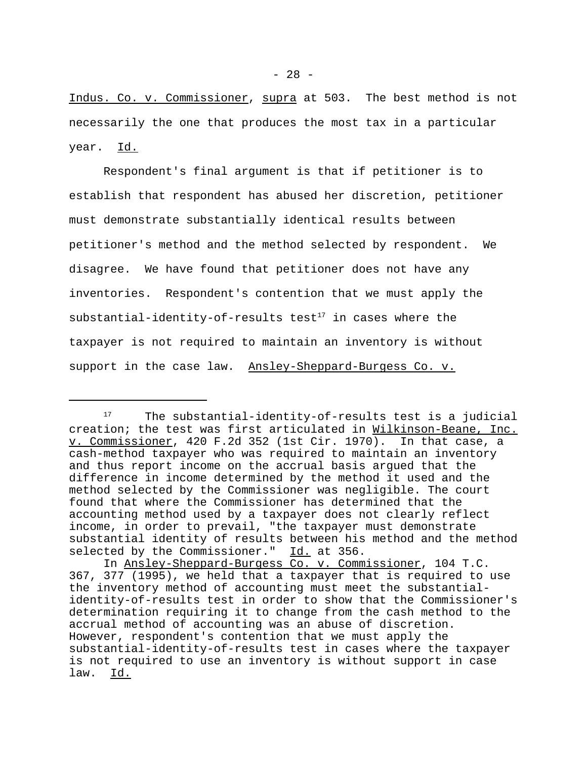Indus. Co. v. Commissioner, supra at 503. The best method is not necessarily the one that produces the most tax in a particular year. Id.

Respondent's final argument is that if petitioner is to establish that respondent has abused her discretion, petitioner must demonstrate substantially identical results between petitioner's method and the method selected by respondent. We disagree. We have found that petitioner does not have any inventories. Respondent's contention that we must apply the substantial-identity-of-results test[17] in cases where the taxpayer is not required to maintain an inventory is without support in the case law. Ansley-Sheppard-Burgess Co. v.

---

[17] The substantial-identity-of-results test is a judicial creation; the test was first articulated in Wilkinson-Beane, Inc. v. Commissioner, 420 F.2d 352 (1st Cir. 1970). In that case, a cash-method taxpayer who was required to maintain an inventory and thus report income on the accrual basis argued that the difference in income determined by the method it used and the method selected by the Commissioner was negligible. The court found that where the Commissioner has determined that the accounting method used by a taxpayer does not clearly reflect income, in order to prevail, "the taxpayer must demonstrate substantial identity of results between his method and the method selected by the Commissioner." Id. at 356.

In Ansley-Sheppard-Burgess Co. v. Commissioner, 104 T.C. 367, 377 (1995), we held that a taxpayer that is required to use the inventory method of accounting must meet the substantial-identity-of-results test in order to show that the Commissioner's determination requiring it to change from the cash method to the accrual method of accounting was an abuse of discretion. However, respondent's contention that we must apply the substantial-identity-of-results test in cases where the taxpayer is not required to use an inventory is without support in case law. Id.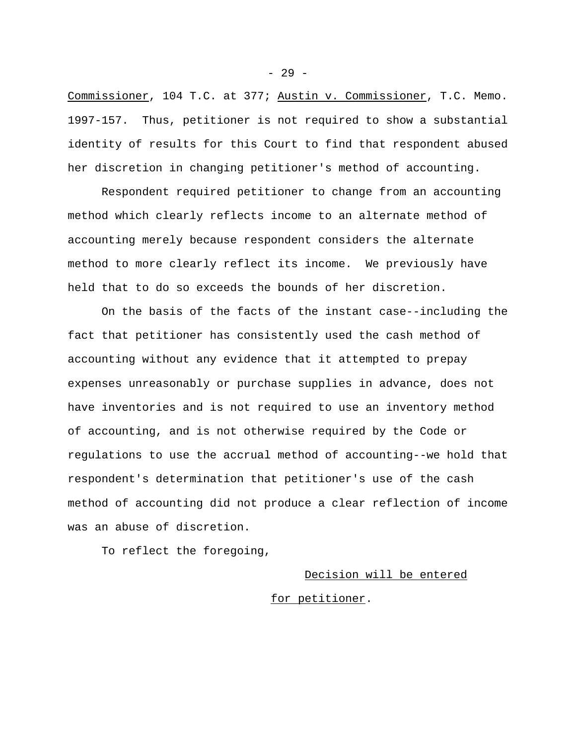Commissioner, 104 T.C. at 377; Austin v. Commissioner, T.C. Memo. 1997-157. Thus, petitioner is not required to show a substantial identity of results for this Court to find that respondent abused her discretion in changing petitioner's method of accounting.

Respondent required petitioner to change from an accounting method which clearly reflects income to an alternate method of accounting merely because respondent considers the alternate method to more clearly reflect its income. We previously have held that to do so exceeds the bounds of her discretion.

On the basis of the facts of the instant case--including the fact that petitioner has consistently used the cash method of accounting without any evidence that it attempted to prepay expenses unreasonably or purchase supplies in advance, does not have inventories and is not required to use an inventory method of accounting, and is not otherwise required by the Code or regulations to use the accrual method of accounting--we hold that respondent's determination that petitioner's use of the cash method of accounting did not produce a clear reflection of income was an abuse of discretion.

To reflect the foregoing,

Decision will be entered for petitioner.